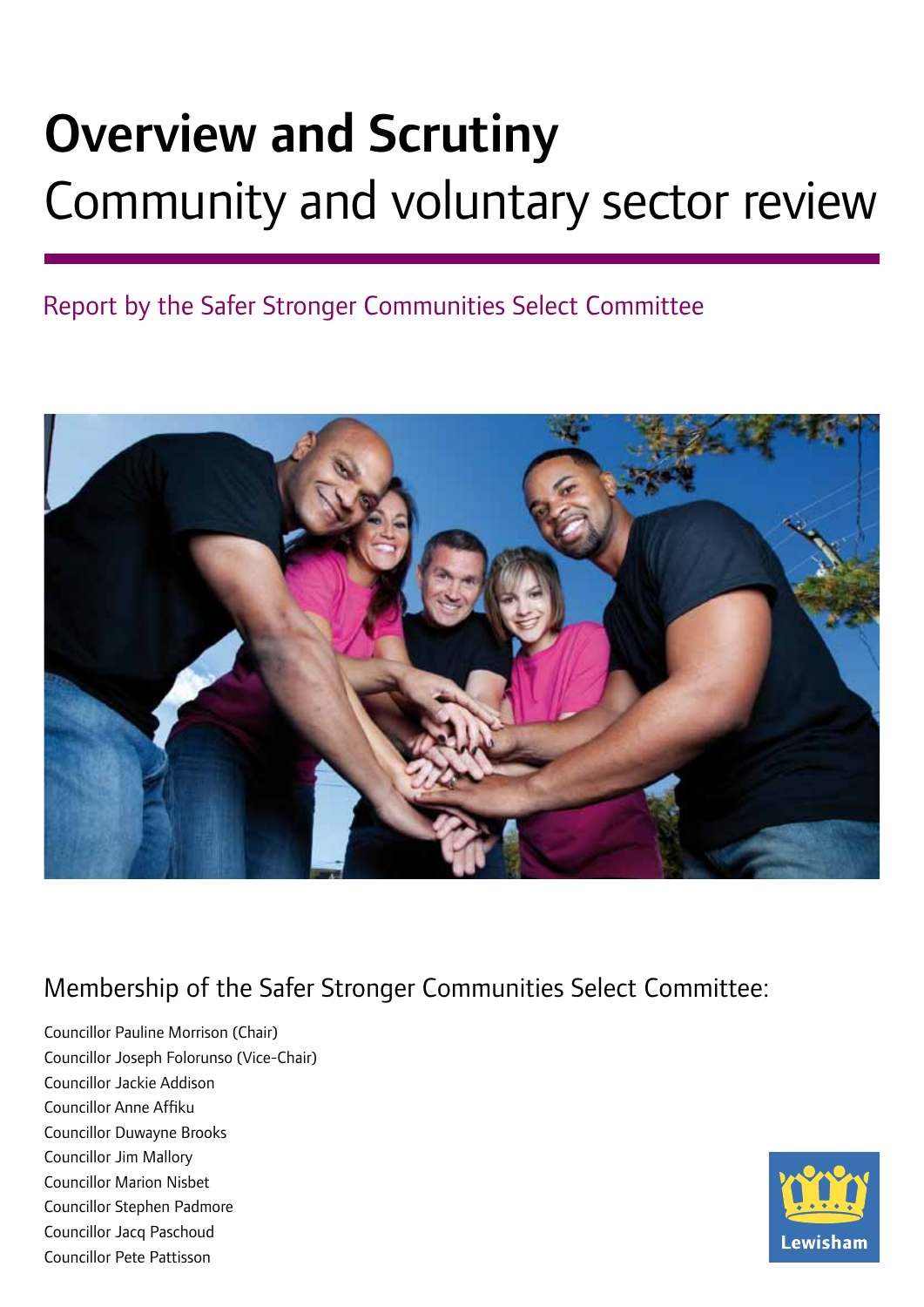# Overview and Scrutiny

## Community and voluntary sector review

Report by the Safer Stronger Communities Select Committee

Membership of the Safer Stronger Communities Select Committee:

Councillor Pauline Morrison (Chair)
Councillor Joseph Folorunso (Vice-Chair)
Councillor Jackie Addison
Councillor Anne Affiku
Councillor Duwayne Brooks
Councillor Jim Mallory
Councillor Marion Nisbet
Councillor Stephen Padmore
Councillor Jacq Paschoud
Councillor Pete Pattisson

Lewisham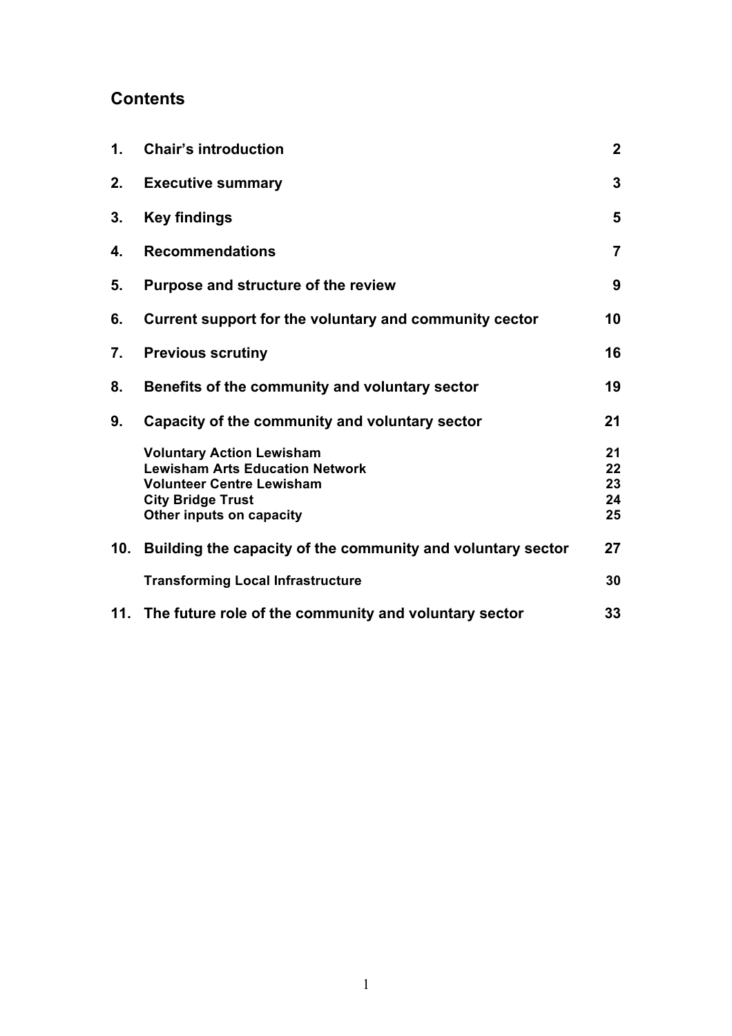## Contents

| | | |
|---|---|---|
| **1.** | **Chair's introduction** | **2** |
| **2.** | **Executive summary** | **3** |
| **3.** | **Key findings** | **5** |
| **4.** | **Recommendations** | **7** |
| **5.** | **Purpose and structure of the review** | **9** |
| **6.** | **Current support for the voluntary and community cector** | **10** |
| **7.** | **Previous scrutiny** | **16** |
| **8.** | **Benefits of the community and voluntary sector** | **19** |
| **9.** | **Capacity of the community and voluntary sector** | **21** |
| | **Voluntary Action Lewisham** | **21** |
| | **Lewisham Arts Education Network** | **22** |
| | **Volunteer Centre Lewisham** | **23** |
| | **City Bridge Trust** | **24** |
| | **Other inputs on capacity** | **25** |
| **10.** | **Building the capacity of the community and voluntary sector** | **27** |
| | **Transforming Local Infrastructure** | **30** |
| **11.** | **The future role of the community and voluntary sector** | **33** |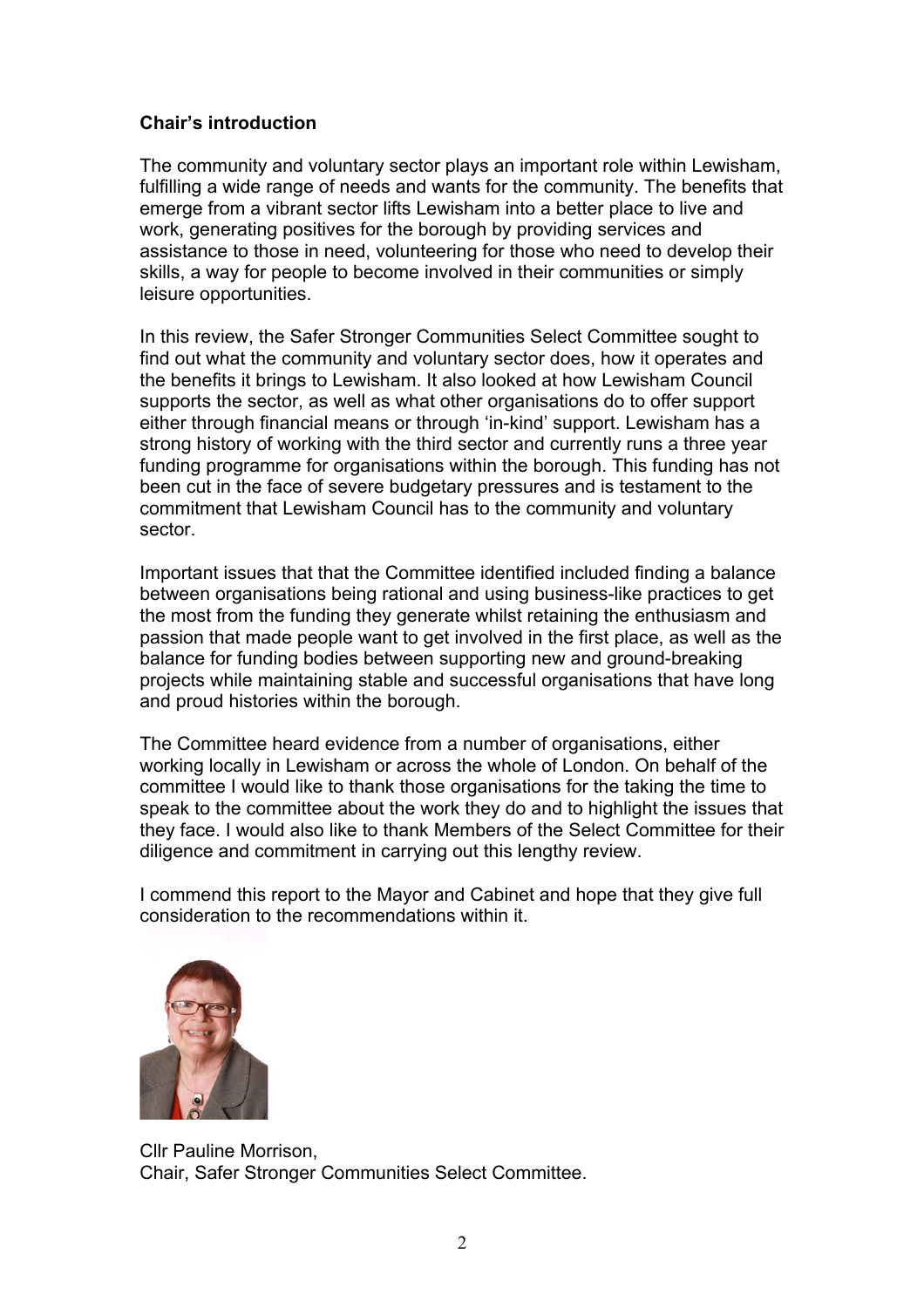**Chair's introduction**

The community and voluntary sector plays an important role within Lewisham, fulfilling a wide range of needs and wants for the community. The benefits that emerge from a vibrant sector lifts Lewisham into a better place to live and work, generating positives for the borough by providing services and assistance to those in need, volunteering for those who need to develop their skills, a way for people to become involved in their communities or simply leisure opportunities.

In this review, the Safer Stronger Communities Select Committee sought to find out what the community and voluntary sector does, how it operates and the benefits it brings to Lewisham. It also looked at how Lewisham Council supports the sector, as well as what other organisations do to offer support either through financial means or through 'in-kind' support. Lewisham has a strong history of working with the third sector and currently runs a three year funding programme for organisations within the borough. This funding has not been cut in the face of severe budgetary pressures and is testament to the commitment that Lewisham Council has to the community and voluntary sector.

Important issues that that the Committee identified included finding a balance between organisations being rational and using business-like practices to get the most from the funding they generate whilst retaining the enthusiasm and passion that made people want to get involved in the first place, as well as the balance for funding bodies between supporting new and ground-breaking projects while maintaining stable and successful organisations that have long and proud histories within the borough.

The Committee heard evidence from a number of organisations, either working locally in Lewisham or across the whole of London. On behalf of the committee I would like to thank those organisations for the taking the time to speak to the committee about the work they do and to highlight the issues that they face. I would also like to thank Members of the Select Committee for their diligence and commitment in carrying out this lengthy review.

I commend this report to the Mayor and Cabinet and hope that they give full consideration to the recommendations within it.

Cllr Pauline Morrison,
Chair, Safer Stronger Communities Select Committee.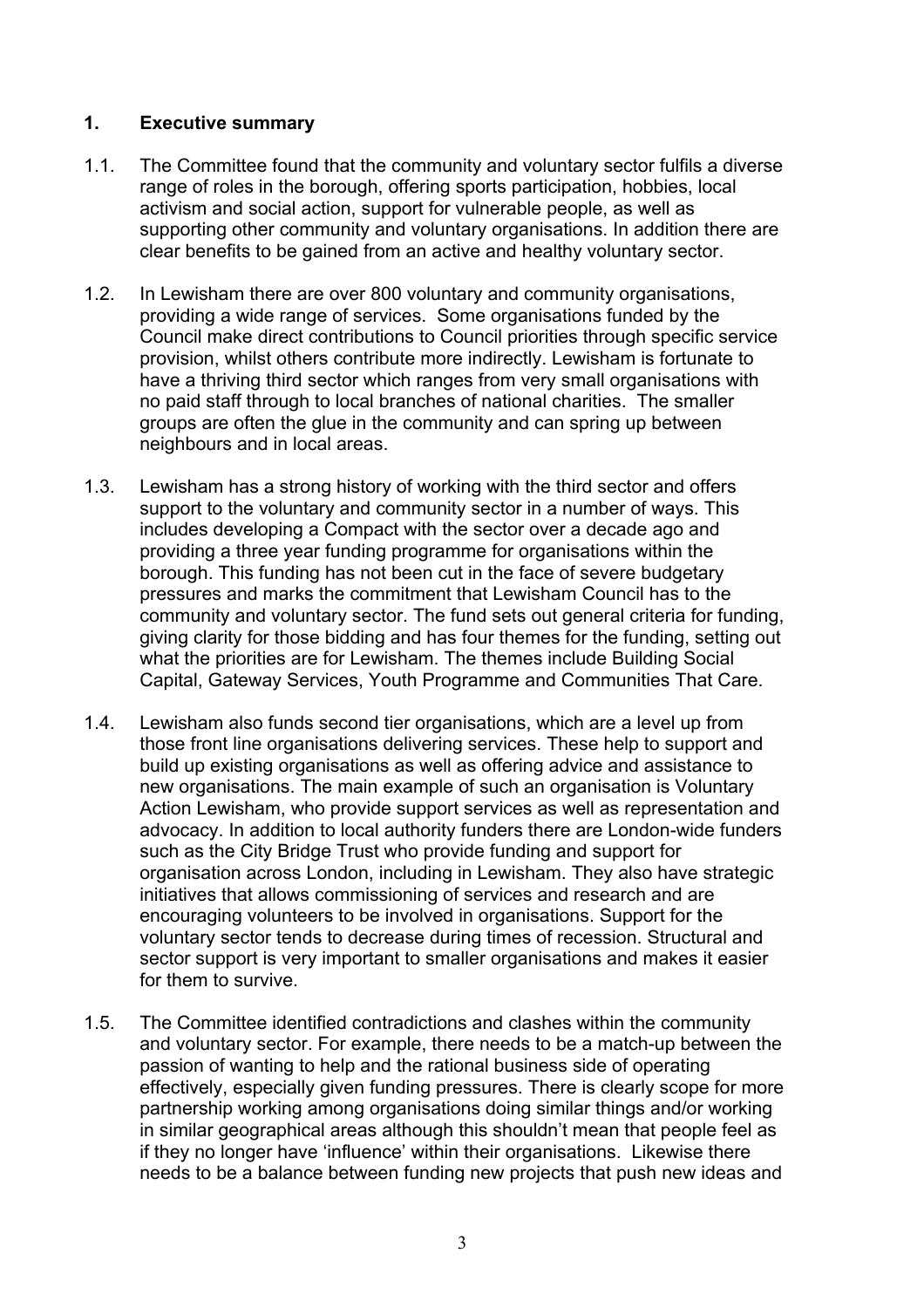## 1. Executive summary

1.1. The Committee found that the community and voluntary sector fulfils a diverse range of roles in the borough, offering sports participation, hobbies, local activism and social action, support for vulnerable people, as well as supporting other community and voluntary organisations. In addition there are clear benefits to be gained from an active and healthy voluntary sector.

1.2. In Lewisham there are over 800 voluntary and community organisations, providing a wide range of services. Some organisations funded by the Council make direct contributions to Council priorities through specific service provision, whilst others contribute more indirectly. Lewisham is fortunate to have a thriving third sector which ranges from very small organisations with no paid staff through to local branches of national charities. The smaller groups are often the glue in the community and can spring up between neighbours and in local areas.

1.3. Lewisham has a strong history of working with the third sector and offers support to the voluntary and community sector in a number of ways. This includes developing a Compact with the sector over a decade ago and providing a three year funding programme for organisations within the borough. This funding has not been cut in the face of severe budgetary pressures and marks the commitment that Lewisham Council has to the community and voluntary sector. The fund sets out general criteria for funding, giving clarity for those bidding and has four themes for the funding, setting out what the priorities are for Lewisham. The themes include Building Social Capital, Gateway Services, Youth Programme and Communities That Care.

1.4. Lewisham also funds second tier organisations, which are a level up from those front line organisations delivering services. These help to support and build up existing organisations as well as offering advice and assistance to new organisations. The main example of such an organisation is Voluntary Action Lewisham, who provide support services as well as representation and advocacy. In addition to local authority funders there are London-wide funders such as the City Bridge Trust who provide funding and support for organisation across London, including in Lewisham. They also have strategic initiatives that allows commissioning of services and research and are encouraging volunteers to be involved in organisations. Support for the voluntary sector tends to decrease during times of recession. Structural and sector support is very important to smaller organisations and makes it easier for them to survive.

1.5. The Committee identified contradictions and clashes within the community and voluntary sector. For example, there needs to be a match-up between the passion of wanting to help and the rational business side of operating effectively, especially given funding pressures. There is clearly scope for more partnership working among organisations doing similar things and/or working in similar geographical areas although this shouldn't mean that people feel as if they no longer have 'influence' within their organisations. Likewise there needs to be a balance between funding new projects that push new ideas and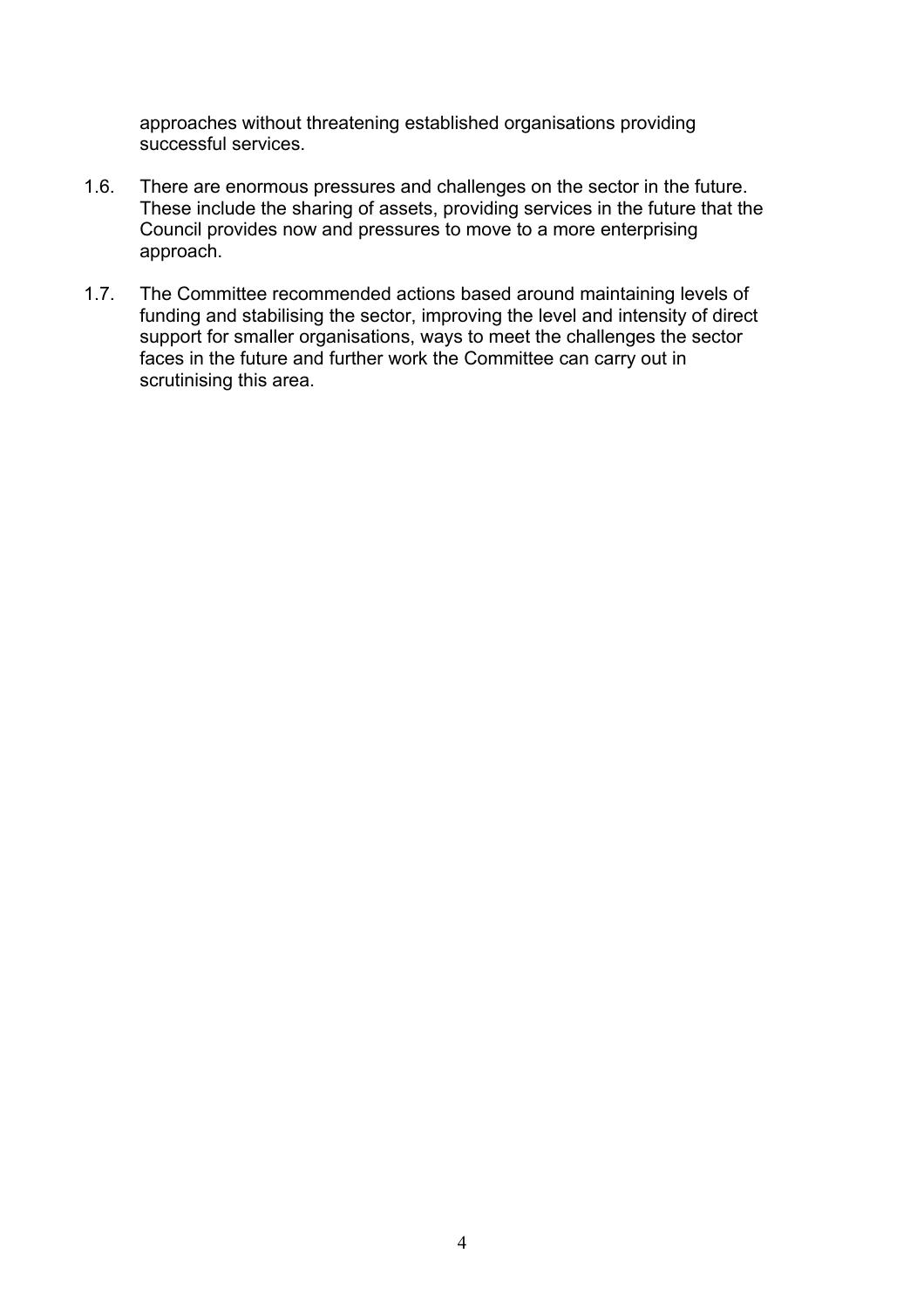approaches without threatening established organisations providing successful services.

1.6. There are enormous pressures and challenges on the sector in the future. These include the sharing of assets, providing services in the future that the Council provides now and pressures to move to a more enterprising approach.

1.7. The Committee recommended actions based around maintaining levels of funding and stabilising the sector, improving the level and intensity of direct support for smaller organisations, ways to meet the challenges the sector faces in the future and further work the Committee can carry out in scrutinising this area.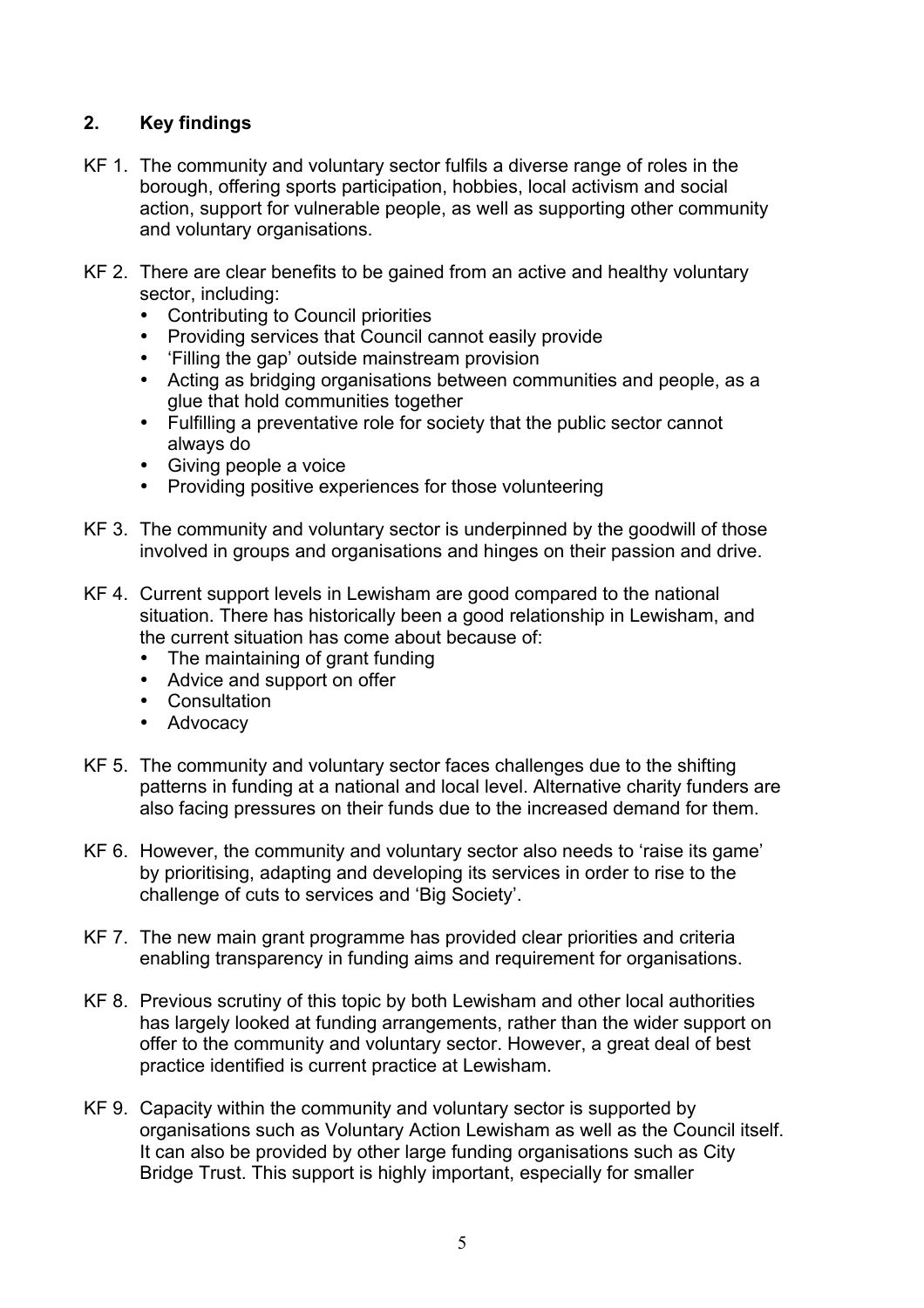## 2. Key findings

KF 1. The community and voluntary sector fulfils a diverse range of roles in the borough, offering sports participation, hobbies, local activism and social action, support for vulnerable people, as well as supporting other community and voluntary organisations.

KF 2. There are clear benefits to be gained from an active and healthy voluntary sector, including:

- Contributing to Council priorities
- Providing services that Council cannot easily provide
- 'Filling the gap' outside mainstream provision
- Acting as bridging organisations between communities and people, as a glue that hold communities together
- Fulfilling a preventative role for society that the public sector cannot always do
- Giving people a voice
- Providing positive experiences for those volunteering

KF 3. The community and voluntary sector is underpinned by the goodwill of those involved in groups and organisations and hinges on their passion and drive.

KF 4. Current support levels in Lewisham are good compared to the national situation. There has historically been a good relationship in Lewisham, and the current situation has come about because of:

- The maintaining of grant funding
- Advice and support on offer
- Consultation
- Advocacy

KF 5. The community and voluntary sector faces challenges due to the shifting patterns in funding at a national and local level. Alternative charity funders are also facing pressures on their funds due to the increased demand for them.

KF 6. However, the community and voluntary sector also needs to 'raise its game' by prioritising, adapting and developing its services in order to rise to the challenge of cuts to services and 'Big Society'.

KF 7. The new main grant programme has provided clear priorities and criteria enabling transparency in funding aims and requirement for organisations.

KF 8. Previous scrutiny of this topic by both Lewisham and other local authorities has largely looked at funding arrangements, rather than the wider support on offer to the community and voluntary sector. However, a great deal of best practice identified is current practice at Lewisham.

KF 9. Capacity within the community and voluntary sector is supported by organisations such as Voluntary Action Lewisham as well as the Council itself. It can also be provided by other large funding organisations such as City Bridge Trust. This support is highly important, especially for smaller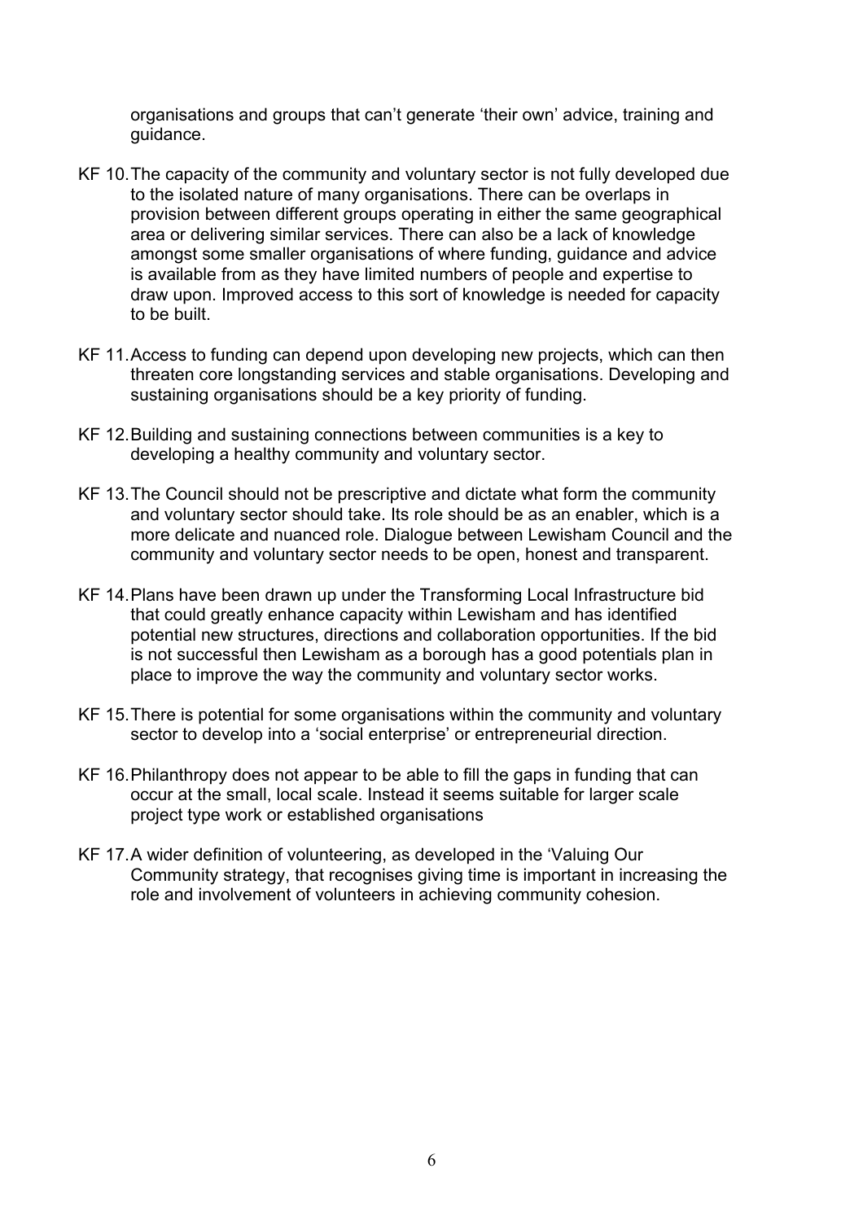organisations and groups that can't generate 'their own' advice, training and guidance.

KF 10. The capacity of the community and voluntary sector is not fully developed due to the isolated nature of many organisations. There can be overlaps in provision between different groups operating in either the same geographical area or delivering similar services. There can also be a lack of knowledge amongst some smaller organisations of where funding, guidance and advice is available from as they have limited numbers of people and expertise to draw upon. Improved access to this sort of knowledge is needed for capacity to be built.

KF 11. Access to funding can depend upon developing new projects, which can then threaten core longstanding services and stable organisations. Developing and sustaining organisations should be a key priority of funding.

KF 12. Building and sustaining connections between communities is a key to developing a healthy community and voluntary sector.

KF 13. The Council should not be prescriptive and dictate what form the community and voluntary sector should take. Its role should be as an enabler, which is a more delicate and nuanced role. Dialogue between Lewisham Council and the community and voluntary sector needs to be open, honest and transparent.

KF 14. Plans have been drawn up under the Transforming Local Infrastructure bid that could greatly enhance capacity within Lewisham and has identified potential new structures, directions and collaboration opportunities. If the bid is not successful then Lewisham as a borough has a good potentials plan in place to improve the way the community and voluntary sector works.

KF 15. There is potential for some organisations within the community and voluntary sector to develop into a 'social enterprise' or entrepreneurial direction.

KF 16. Philanthropy does not appear to be able to fill the gaps in funding that can occur at the small, local scale. Instead it seems suitable for larger scale project type work or established organisations

KF 17. A wider definition of volunteering, as developed in the 'Valuing Our Community strategy, that recognises giving time is important in increasing the role and involvement of volunteers in achieving community cohesion.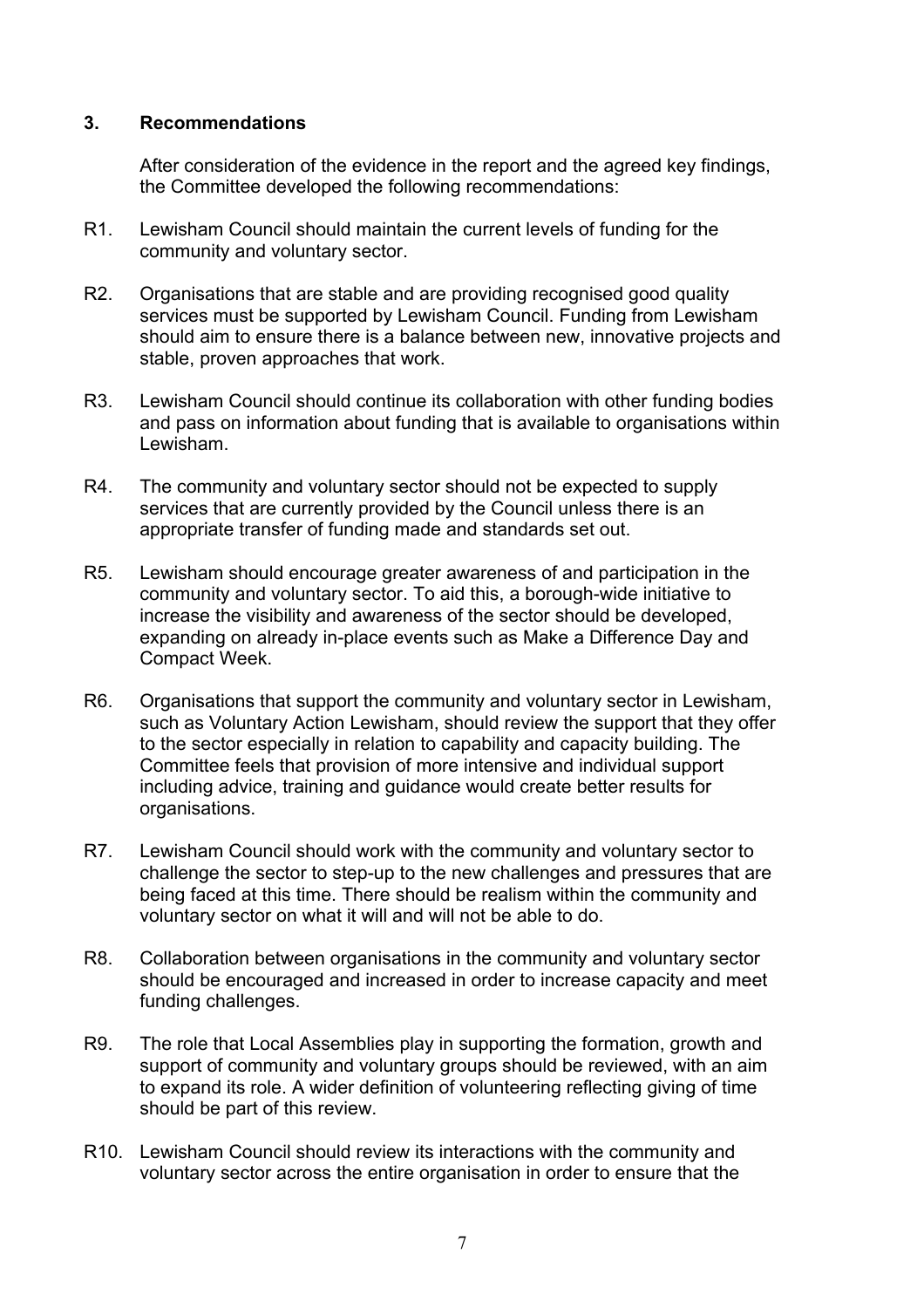## 3. Recommendations

After consideration of the evidence in the report and the agreed key findings, the Committee developed the following recommendations:

R1. Lewisham Council should maintain the current levels of funding for the community and voluntary sector.

R2. Organisations that are stable and are providing recognised good quality services must be supported by Lewisham Council. Funding from Lewisham should aim to ensure there is a balance between new, innovative projects and stable, proven approaches that work.

R3. Lewisham Council should continue its collaboration with other funding bodies and pass on information about funding that is available to organisations within Lewisham.

R4. The community and voluntary sector should not be expected to supply services that are currently provided by the Council unless there is an appropriate transfer of funding made and standards set out.

R5. Lewisham should encourage greater awareness of and participation in the community and voluntary sector. To aid this, a borough-wide initiative to increase the visibility and awareness of the sector should be developed, expanding on already in-place events such as Make a Difference Day and Compact Week.

R6. Organisations that support the community and voluntary sector in Lewisham, such as Voluntary Action Lewisham, should review the support that they offer to the sector especially in relation to capability and capacity building. The Committee feels that provision of more intensive and individual support including advice, training and guidance would create better results for organisations.

R7. Lewisham Council should work with the community and voluntary sector to challenge the sector to step-up to the new challenges and pressures that are being faced at this time. There should be realism within the community and voluntary sector on what it will and will not be able to do.

R8. Collaboration between organisations in the community and voluntary sector should be encouraged and increased in order to increase capacity and meet funding challenges.

R9. The role that Local Assemblies play in supporting the formation, growth and support of community and voluntary groups should be reviewed, with an aim to expand its role. A wider definition of volunteering reflecting giving of time should be part of this review.

R10. Lewisham Council should review its interactions with the community and voluntary sector across the entire organisation in order to ensure that the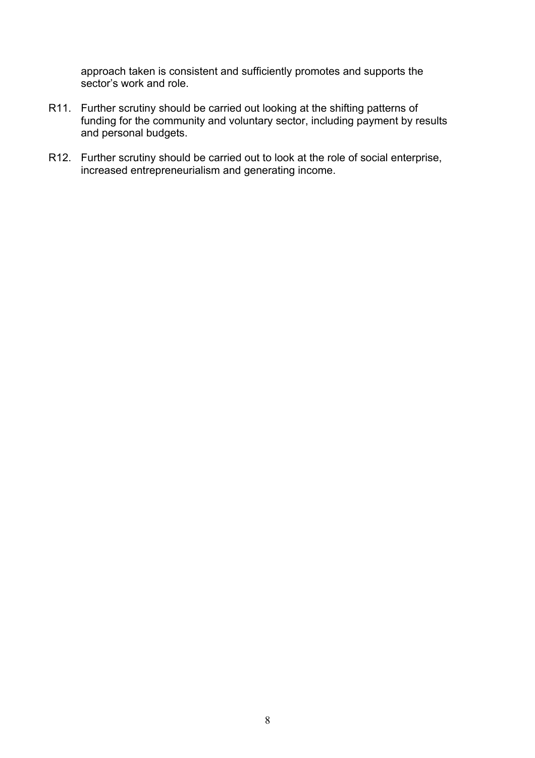approach taken is consistent and sufficiently promotes and supports the sector's work and role.

R11. Further scrutiny should be carried out looking at the shifting patterns of funding for the community and voluntary sector, including payment by results and personal budgets.

R12. Further scrutiny should be carried out to look at the role of social enterprise, increased entrepreneurialism and generating income.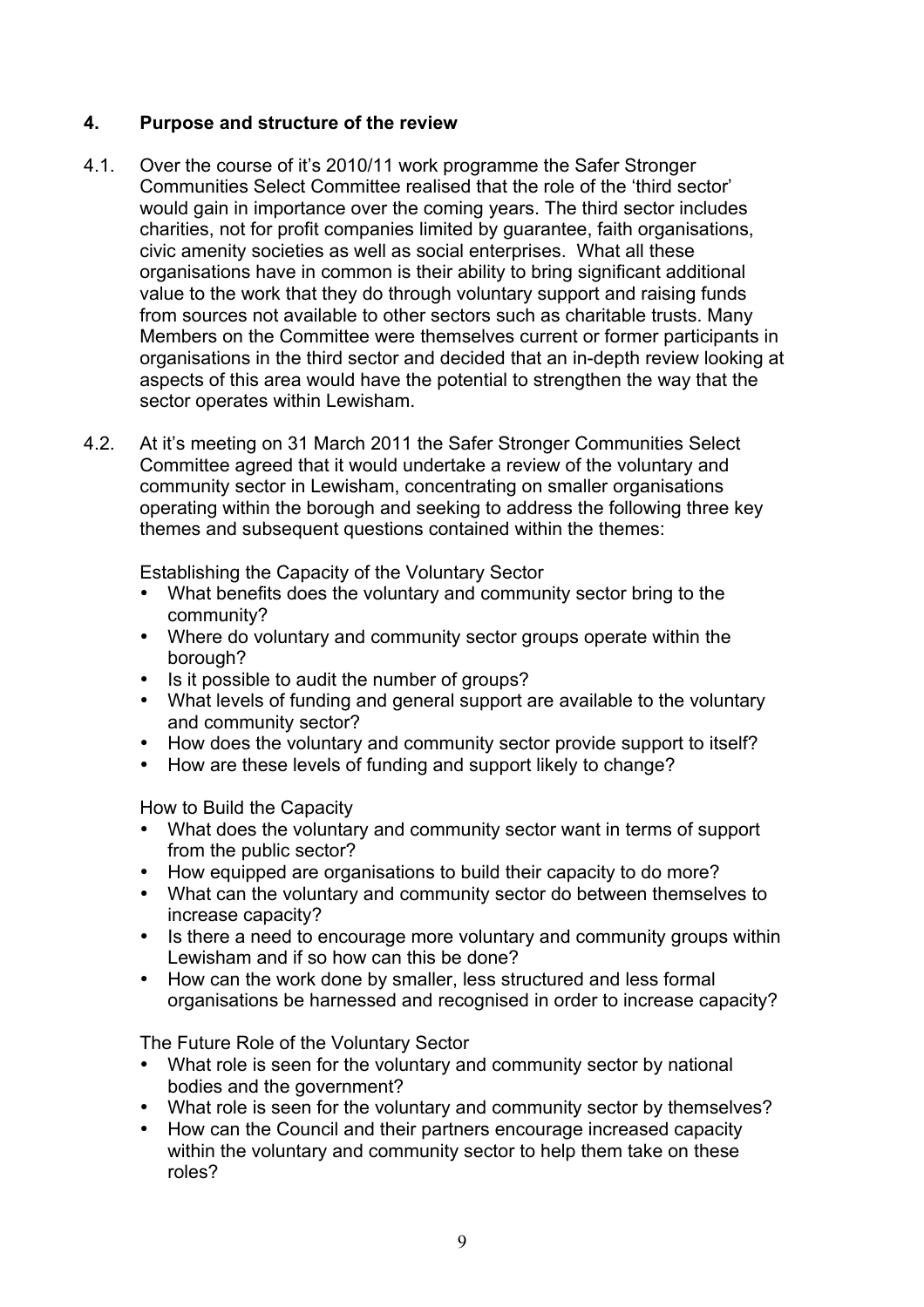## 4. Purpose and structure of the review

4.1. Over the course of it's 2010/11 work programme the Safer Stronger Communities Select Committee realised that the role of the 'third sector' would gain in importance over the coming years. The third sector includes charities, not for profit companies limited by guarantee, faith organisations, civic amenity societies as well as social enterprises. What all these organisations have in common is their ability to bring significant additional value to the work that they do through voluntary support and raising funds from sources not available to other sectors such as charitable trusts. Many Members on the Committee were themselves current or former participants in organisations in the third sector and decided that an in-depth review looking at aspects of this area would have the potential to strengthen the way that the sector operates within Lewisham.

4.2. At it's meeting on 31 March 2011 the Safer Stronger Communities Select Committee agreed that it would undertake a review of the voluntary and community sector in Lewisham, concentrating on smaller organisations operating within the borough and seeking to address the following three key themes and subsequent questions contained within the themes:

Establishing the Capacity of the Voluntary Sector

- What benefits does the voluntary and community sector bring to the community?
- Where do voluntary and community sector groups operate within the borough?
- Is it possible to audit the number of groups?
- What levels of funding and general support are available to the voluntary and community sector?
- How does the voluntary and community sector provide support to itself?
- How are these levels of funding and support likely to change?

How to Build the Capacity

- What does the voluntary and community sector want in terms of support from the public sector?
- How equipped are organisations to build their capacity to do more?
- What can the voluntary and community sector do between themselves to increase capacity?
- Is there a need to encourage more voluntary and community groups within Lewisham and if so how can this be done?
- How can the work done by smaller, less structured and less formal organisations be harnessed and recognised in order to increase capacity?

The Future Role of the Voluntary Sector

- What role is seen for the voluntary and community sector by national bodies and the government?
- What role is seen for the voluntary and community sector by themselves?
- How can the Council and their partners encourage increased capacity within the voluntary and community sector to help them take on these roles?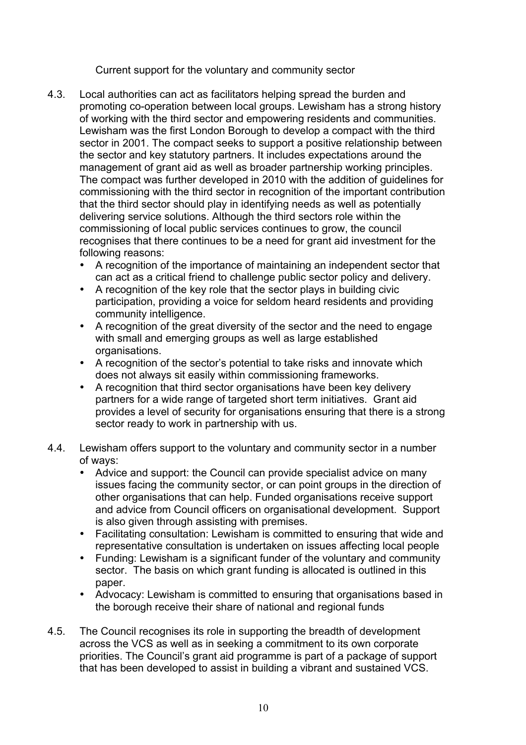Current support for the voluntary and community sector

4.3. Local authorities can act as facilitators helping spread the burden and promoting co-operation between local groups. Lewisham has a strong history of working with the third sector and empowering residents and communities. Lewisham was the first London Borough to develop a compact with the third sector in 2001. The compact seeks to support a positive relationship between the sector and key statutory partners. It includes expectations around the management of grant aid as well as broader partnership working principles. The compact was further developed in 2010 with the addition of guidelines for commissioning with the third sector in recognition of the important contribution that the third sector should play in identifying needs as well as potentially delivering service solutions. Although the third sectors role within the commissioning of local public services continues to grow, the council recognises that there continues to be a need for grant aid investment for the following reasons:

- A recognition of the importance of maintaining an independent sector that can act as a critical friend to challenge public sector policy and delivery.
- A recognition of the key role that the sector plays in building civic participation, providing a voice for seldom heard residents and providing community intelligence.
- A recognition of the great diversity of the sector and the need to engage with small and emerging groups as well as large established organisations.
- A recognition of the sector's potential to take risks and innovate which does not always sit easily within commissioning frameworks.
- A recognition that third sector organisations have been key delivery partners for a wide range of targeted short term initiatives. Grant aid provides a level of security for organisations ensuring that there is a strong sector ready to work in partnership with us.

4.4. Lewisham offers support to the voluntary and community sector in a number of ways:

- Advice and support: the Council can provide specialist advice on many issues facing the community sector, or can point groups in the direction of other organisations that can help. Funded organisations receive support and advice from Council officers on organisational development. Support is also given through assisting with premises.
- Facilitating consultation: Lewisham is committed to ensuring that wide and representative consultation is undertaken on issues affecting local people
- Funding: Lewisham is a significant funder of the voluntary and community sector. The basis on which grant funding is allocated is outlined in this paper.
- Advocacy: Lewisham is committed to ensuring that organisations based in the borough receive their share of national and regional funds

4.5. The Council recognises its role in supporting the breadth of development across the VCS as well as in seeking a commitment to its own corporate priorities. The Council's grant aid programme is part of a package of support that has been developed to assist in building a vibrant and sustained VCS.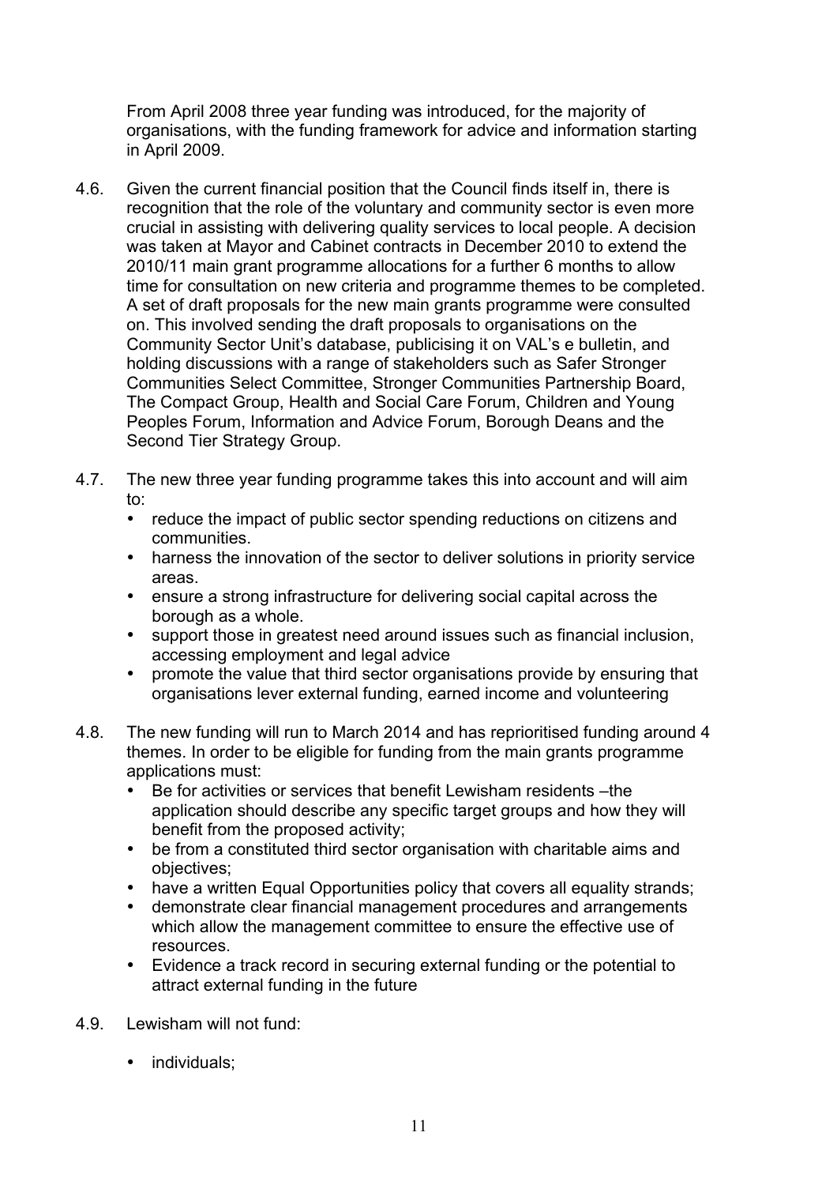From April 2008 three year funding was introduced, for the majority of organisations, with the funding framework for advice and information starting in April 2009.

4.6. Given the current financial position that the Council finds itself in, there is recognition that the role of the voluntary and community sector is even more crucial in assisting with delivering quality services to local people. A decision was taken at Mayor and Cabinet contracts in December 2010 to extend the 2010/11 main grant programme allocations for a further 6 months to allow time for consultation on new criteria and programme themes to be completed. A set of draft proposals for the new main grants programme were consulted on. This involved sending the draft proposals to organisations on the Community Sector Unit's database, publicising it on VAL's e bulletin, and holding discussions with a range of stakeholders such as Safer Stronger Communities Select Committee, Stronger Communities Partnership Board, The Compact Group, Health and Social Care Forum, Children and Young Peoples Forum, Information and Advice Forum, Borough Deans and the Second Tier Strategy Group.

4.7. The new three year funding programme takes this into account and will aim to:

- reduce the impact of public sector spending reductions on citizens and communities.
- harness the innovation of the sector to deliver solutions in priority service areas.
- ensure a strong infrastructure for delivering social capital across the borough as a whole.
- support those in greatest need around issues such as financial inclusion, accessing employment and legal advice
- promote the value that third sector organisations provide by ensuring that organisations lever external funding, earned income and volunteering

4.8. The new funding will run to March 2014 and has reprioritised funding around 4 themes. In order to be eligible for funding from the main grants programme applications must:

- Be for activities or services that benefit Lewisham residents –the application should describe any specific target groups and how they will benefit from the proposed activity;
- be from a constituted third sector organisation with charitable aims and objectives;
- have a written Equal Opportunities policy that covers all equality strands;
- demonstrate clear financial management procedures and arrangements which allow the management committee to ensure the effective use of resources.
- Evidence a track record in securing external funding or the potential to attract external funding in the future

4.9. Lewisham will not fund:

- individuals;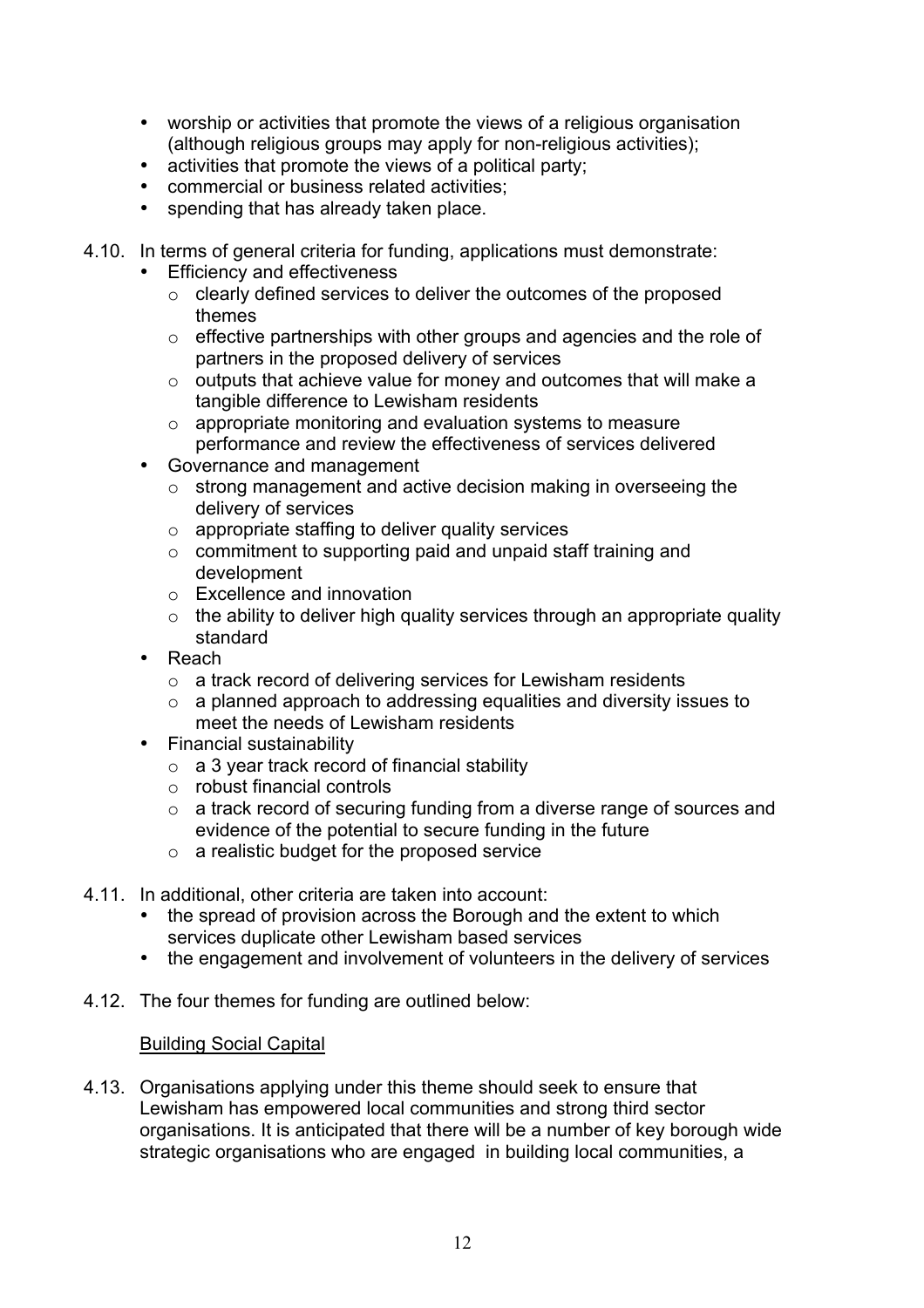- worship or activities that promote the views of a religious organisation (although religious groups may apply for non-religious activities);
- activities that promote the views of a political party;
- commercial or business related activities;
- spending that has already taken place.

4.10. In terms of general criteria for funding, applications must demonstrate:

- Efficiency and effectiveness
  - clearly defined services to deliver the outcomes of the proposed themes
  - effective partnerships with other groups and agencies and the role of partners in the proposed delivery of services
  - outputs that achieve value for money and outcomes that will make a tangible difference to Lewisham residents
  - appropriate monitoring and evaluation systems to measure performance and review the effectiveness of services delivered
- Governance and management
  - strong management and active decision making in overseeing the delivery of services
  - appropriate staffing to deliver quality services
  - commitment to supporting paid and unpaid staff training and development
  - Excellence and innovation
  - the ability to deliver high quality services through an appropriate quality standard
- Reach
  - a track record of delivering services for Lewisham residents
  - a planned approach to addressing equalities and diversity issues to meet the needs of Lewisham residents
- Financial sustainability
  - a 3 year track record of financial stability
  - robust financial controls
  - a track record of securing funding from a diverse range of sources and evidence of the potential to secure funding in the future
  - a realistic budget for the proposed service

4.11. In additional, other criteria are taken into account:

- the spread of provision across the Borough and the extent to which services duplicate other Lewisham based services
- the engagement and involvement of volunteers in the delivery of services

4.12. The four themes for funding are outlined below:

<u>Building Social Capital</u>

4.13. Organisations applying under this theme should seek to ensure that Lewisham has empowered local communities and strong third sector organisations. It is anticipated that there will be a number of key borough wide strategic organisations who are engaged in building local communities, a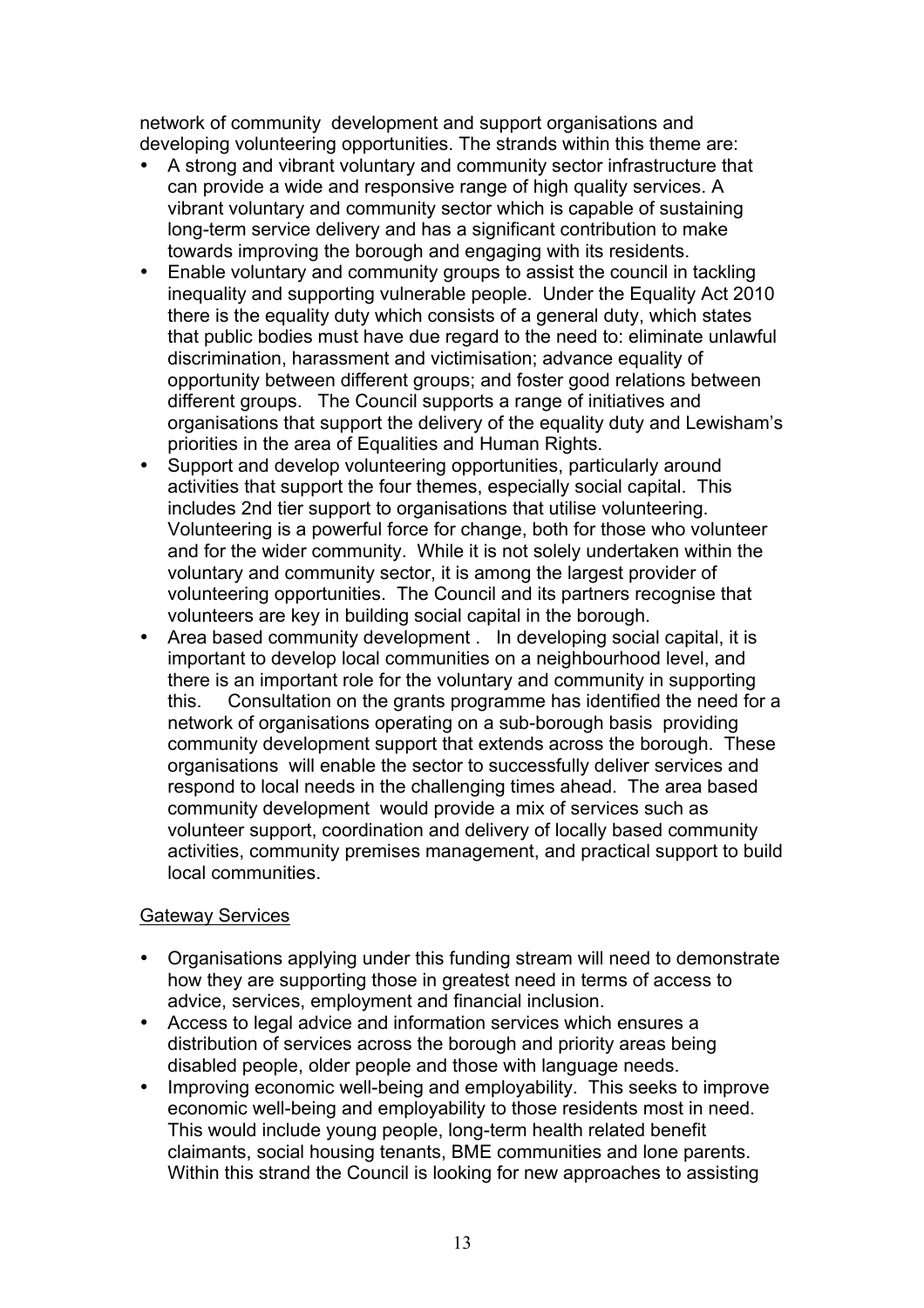network of community development and support organisations and developing volunteering opportunities. The strands within this theme are:

- A strong and vibrant voluntary and community sector infrastructure that can provide a wide and responsive range of high quality services. A vibrant voluntary and community sector which is capable of sustaining long-term service delivery and has a significant contribution to make towards improving the borough and engaging with its residents.
- Enable voluntary and community groups to assist the council in tackling inequality and supporting vulnerable people. Under the Equality Act 2010 there is the equality duty which consists of a general duty, which states that public bodies must have due regard to the need to: eliminate unlawful discrimination, harassment and victimisation; advance equality of opportunity between different groups; and foster good relations between different groups. The Council supports a range of initiatives and organisations that support the delivery of the equality duty and Lewisham's priorities in the area of Equalities and Human Rights.
- Support and develop volunteering opportunities, particularly around activities that support the four themes, especially social capital. This includes 2nd tier support to organisations that utilise volunteering. Volunteering is a powerful force for change, both for those who volunteer and for the wider community. While it is not solely undertaken within the voluntary and community sector, it is among the largest provider of volunteering opportunities. The Council and its partners recognise that volunteers are key in building social capital in the borough.
- Area based community development . In developing social capital, it is important to develop local communities on a neighbourhood level, and there is an important role for the voluntary and community in supporting this. Consultation on the grants programme has identified the need for a network of organisations operating on a sub-borough basis providing community development support that extends across the borough. These organisations will enable the sector to successfully deliver services and respond to local needs in the challenging times ahead. The area based community development would provide a mix of services such as volunteer support, coordination and delivery of locally based community activities, community premises management, and practical support to build local communities.

<u>Gateway Services</u>

- Organisations applying under this funding stream will need to demonstrate how they are supporting those in greatest need in terms of access to advice, services, employment and financial inclusion.
- Access to legal advice and information services which ensures a distribution of services across the borough and priority areas being disabled people, older people and those with language needs.
- Improving economic well-being and employability. This seeks to improve economic well-being and employability to those residents most in need. This would include young people, long-term health related benefit claimants, social housing tenants, BME communities and lone parents. Within this strand the Council is looking for new approaches to assisting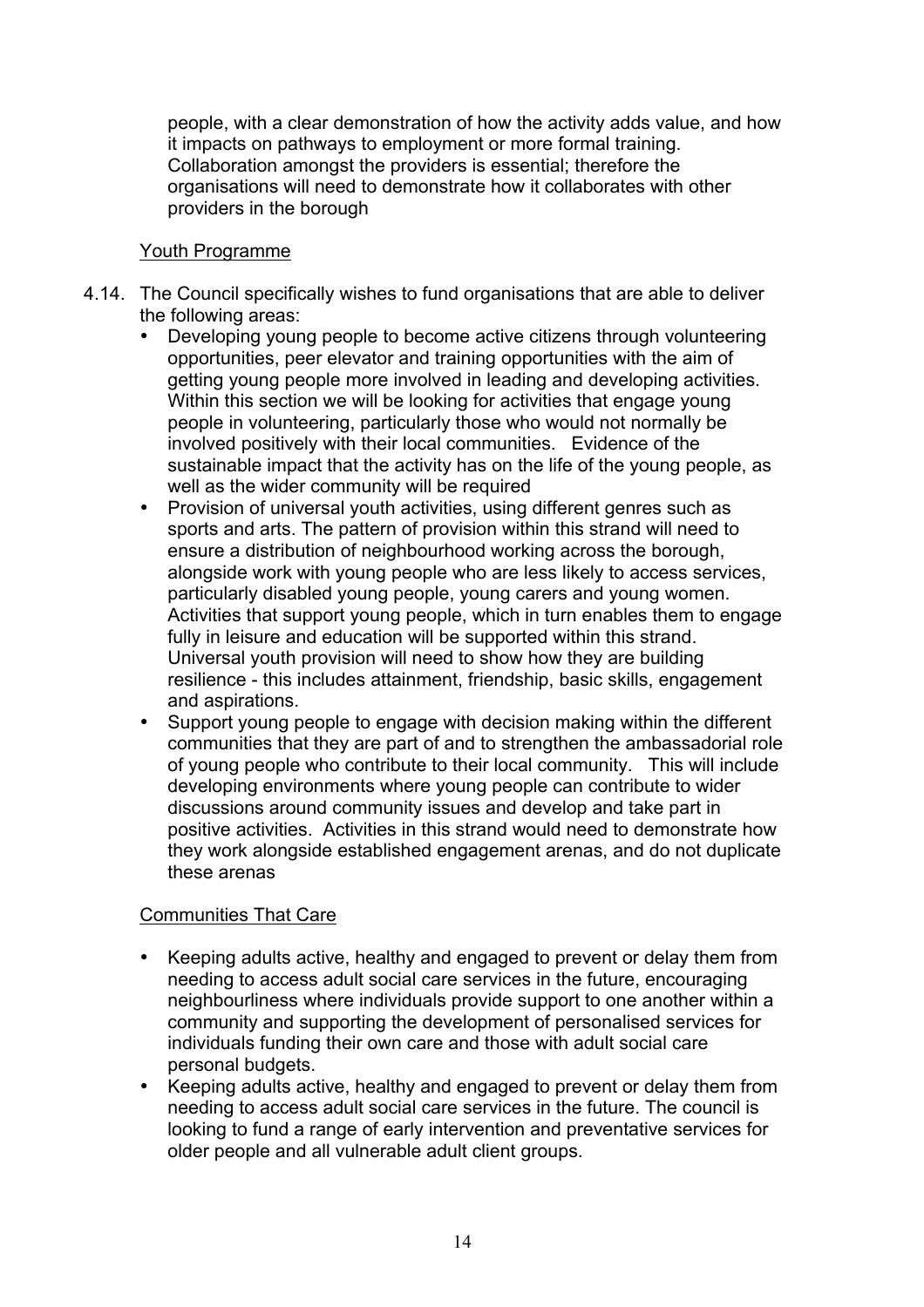people, with a clear demonstration of how the activity adds value, and how it impacts on pathways to employment or more formal training. Collaboration amongst the providers is essential; therefore the organisations will need to demonstrate how it collaborates with other providers in the borough

Youth Programme

4.14. The Council specifically wishes to fund organisations that are able to deliver the following areas:

- Developing young people to become active citizens through volunteering opportunities, peer elevator and training opportunities with the aim of getting young people more involved in leading and developing activities. Within this section we will be looking for activities that engage young people in volunteering, particularly those who would not normally be involved positively with their local communities. Evidence of the sustainable impact that the activity has on the life of the young people, as well as the wider community will be required
- Provision of universal youth activities, using different genres such as sports and arts. The pattern of provision within this strand will need to ensure a distribution of neighbourhood working across the borough, alongside work with young people who are less likely to access services, particularly disabled young people, young carers and young women. Activities that support young people, which in turn enables them to engage fully in leisure and education will be supported within this strand. Universal youth provision will need to show how they are building resilience - this includes attainment, friendship, basic skills, engagement and aspirations.
- Support young people to engage with decision making within the different communities that they are part of and to strengthen the ambassadorial role of young people who contribute to their local community. This will include developing environments where young people can contribute to wider discussions around community issues and develop and take part in positive activities. Activities in this strand would need to demonstrate how they work alongside established engagement arenas, and do not duplicate these arenas

Communities That Care

- Keeping adults active, healthy and engaged to prevent or delay them from needing to access adult social care services in the future, encouraging neighbourliness where individuals provide support to one another within a community and supporting the development of personalised services for individuals funding their own care and those with adult social care personal budgets.
- Keeping adults active, healthy and engaged to prevent or delay them from needing to access adult social care services in the future. The council is looking to fund a range of early intervention and preventative services for older people and all vulnerable adult client groups.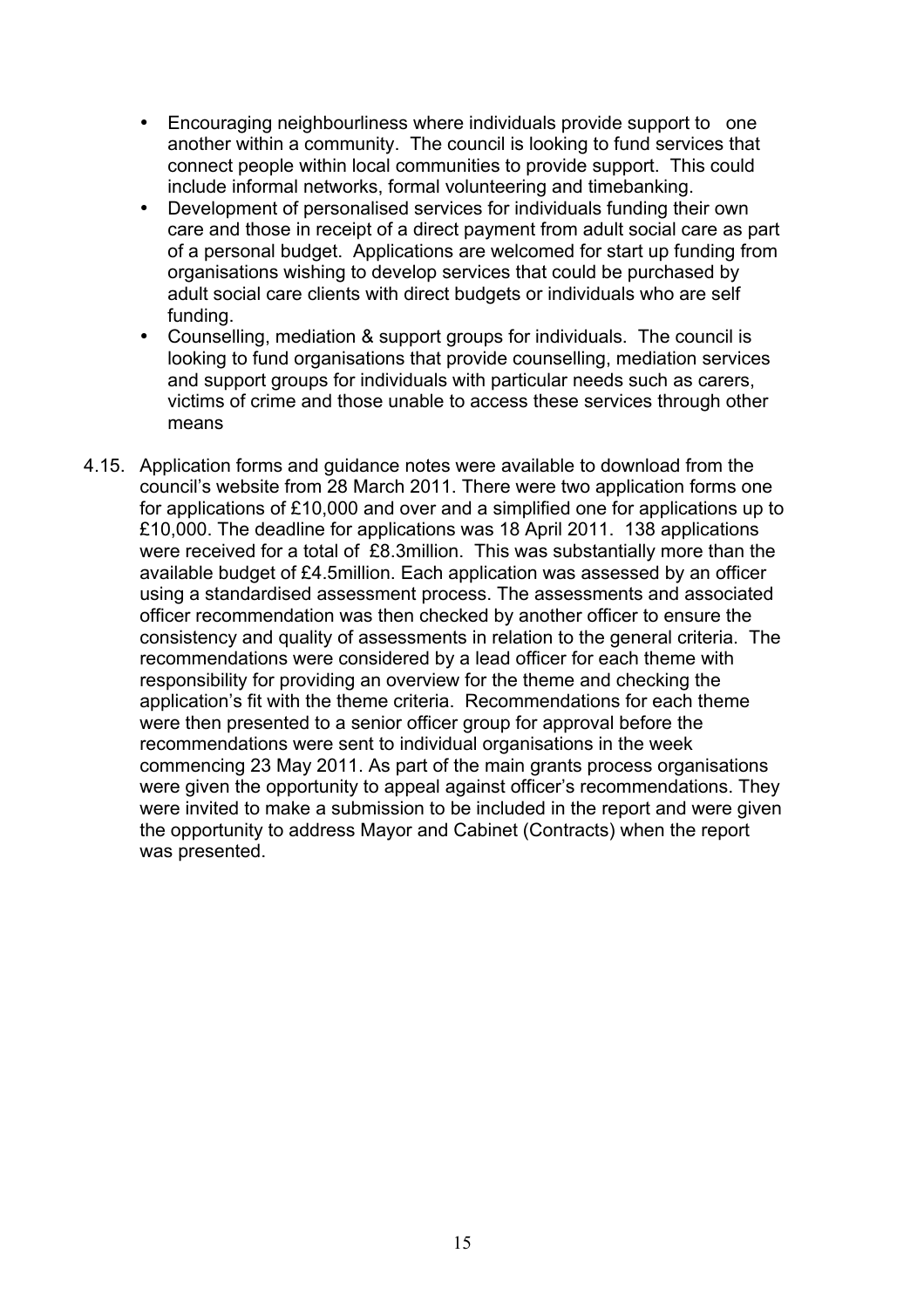- Encouraging neighbourliness where individuals provide support to one another within a community. The council is looking to fund services that connect people within local communities to provide support. This could include informal networks, formal volunteering and timebanking.
- Development of personalised services for individuals funding their own care and those in receipt of a direct payment from adult social care as part of a personal budget. Applications are welcomed for start up funding from organisations wishing to develop services that could be purchased by adult social care clients with direct budgets or individuals who are self funding.
- Counselling, mediation & support groups for individuals. The council is looking to fund organisations that provide counselling, mediation services and support groups for individuals with particular needs such as carers, victims of crime and those unable to access these services through other means

4.15. Application forms and guidance notes were available to download from the council's website from 28 March 2011. There were two application forms one for applications of £10,000 and over and a simplified one for applications up to £10,000. The deadline for applications was 18 April 2011. 138 applications were received for a total of £8.3million. This was substantially more than the available budget of £4.5million. Each application was assessed by an officer using a standardised assessment process. The assessments and associated officer recommendation was then checked by another officer to ensure the consistency and quality of assessments in relation to the general criteria. The recommendations were considered by a lead officer for each theme with responsibility for providing an overview for the theme and checking the application's fit with the theme criteria. Recommendations for each theme were then presented to a senior officer group for approval before the recommendations were sent to individual organisations in the week commencing 23 May 2011. As part of the main grants process organisations were given the opportunity to appeal against officer's recommendations. They were invited to make a submission to be included in the report and were given the opportunity to address Mayor and Cabinet (Contracts) when the report was presented.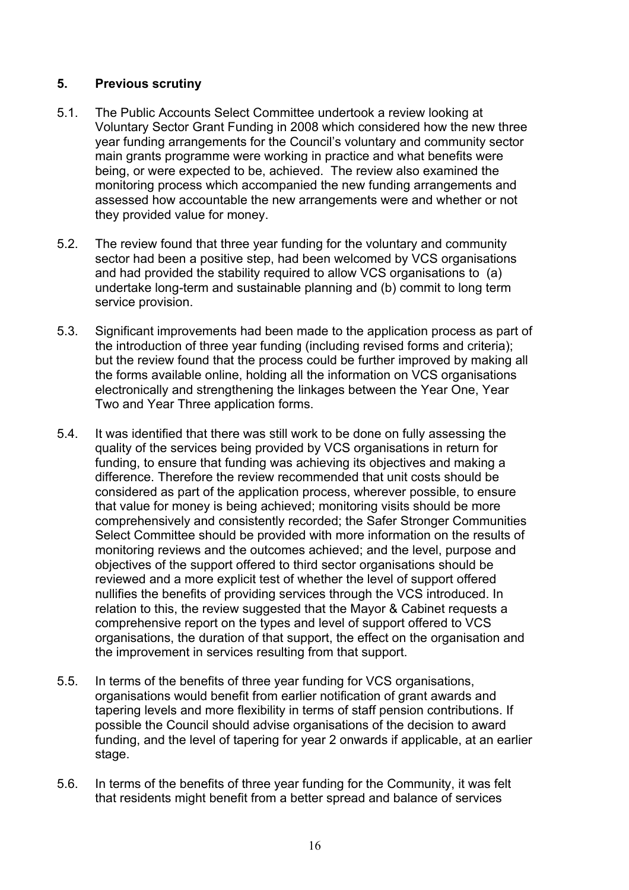## 5. Previous scrutiny

5.1. The Public Accounts Select Committee undertook a review looking at Voluntary Sector Grant Funding in 2008 which considered how the new three year funding arrangements for the Council's voluntary and community sector main grants programme were working in practice and what benefits were being, or were expected to be, achieved. The review also examined the monitoring process which accompanied the new funding arrangements and assessed how accountable the new arrangements were and whether or not they provided value for money.

5.2. The review found that three year funding for the voluntary and community sector had been a positive step, had been welcomed by VCS organisations and had provided the stability required to allow VCS organisations to (a) undertake long-term and sustainable planning and (b) commit to long term service provision.

5.3. Significant improvements had been made to the application process as part of the introduction of three year funding (including revised forms and criteria); but the review found that the process could be further improved by making all the forms available online, holding all the information on VCS organisations electronically and strengthening the linkages between the Year One, Year Two and Year Three application forms.

5.4. It was identified that there was still work to be done on fully assessing the quality of the services being provided by VCS organisations in return for funding, to ensure that funding was achieving its objectives and making a difference. Therefore the review recommended that unit costs should be considered as part of the application process, wherever possible, to ensure that value for money is being achieved; monitoring visits should be more comprehensively and consistently recorded; the Safer Stronger Communities Select Committee should be provided with more information on the results of monitoring reviews and the outcomes achieved; and the level, purpose and objectives of the support offered to third sector organisations should be reviewed and a more explicit test of whether the level of support offered nullifies the benefits of providing services through the VCS introduced. In relation to this, the review suggested that the Mayor & Cabinet requests a comprehensive report on the types and level of support offered to VCS organisations, the duration of that support, the effect on the organisation and the improvement in services resulting from that support.

5.5. In terms of the benefits of three year funding for VCS organisations, organisations would benefit from earlier notification of grant awards and tapering levels and more flexibility in terms of staff pension contributions. If possible the Council should advise organisations of the decision to award funding, and the level of tapering for year 2 onwards if applicable, at an earlier stage.

5.6. In terms of the benefits of three year funding for the Community, it was felt that residents might benefit from a better spread and balance of services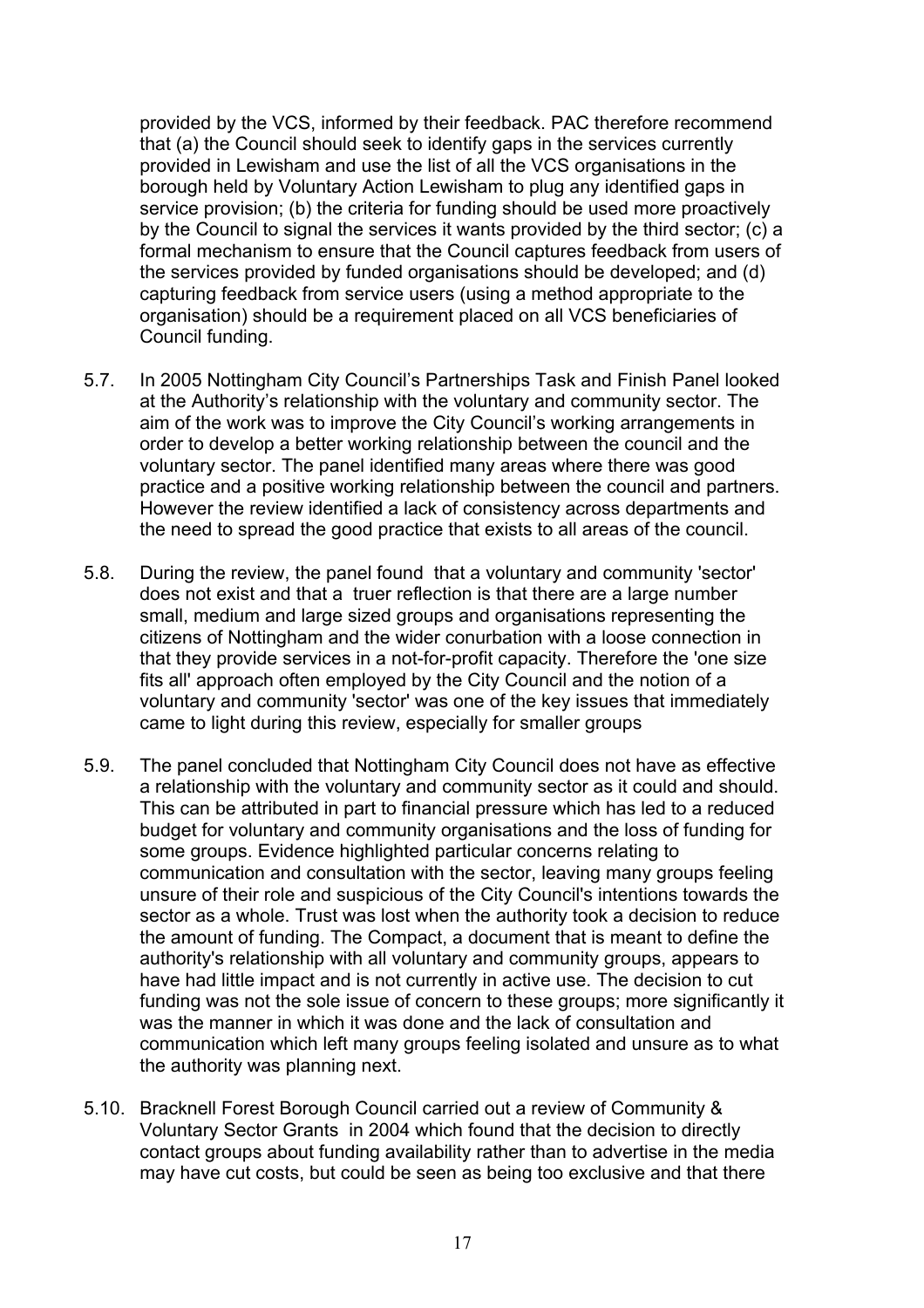provided by the VCS, informed by their feedback. PAC therefore recommend that (a) the Council should seek to identify gaps in the services currently provided in Lewisham and use the list of all the VCS organisations in the borough held by Voluntary Action Lewisham to plug any identified gaps in service provision; (b) the criteria for funding should be used more proactively by the Council to signal the services it wants provided by the third sector; (c) a formal mechanism to ensure that the Council captures feedback from users of the services provided by funded organisations should be developed; and (d) capturing feedback from service users (using a method appropriate to the organisation) should be a requirement placed on all VCS beneficiaries of Council funding.

5.7. In 2005 Nottingham City Council's Partnerships Task and Finish Panel looked at the Authority's relationship with the voluntary and community sector. The aim of the work was to improve the City Council's working arrangements in order to develop a better working relationship between the council and the voluntary sector. The panel identified many areas where there was good practice and a positive working relationship between the council and partners. However the review identified a lack of consistency across departments and the need to spread the good practice that exists to all areas of the council.

5.8. During the review, the panel found that a voluntary and community 'sector' does not exist and that a truer reflection is that there are a large number small, medium and large sized groups and organisations representing the citizens of Nottingham and the wider conurbation with a loose connection in that they provide services in a not-for-profit capacity. Therefore the 'one size fits all' approach often employed by the City Council and the notion of a voluntary and community 'sector' was one of the key issues that immediately came to light during this review, especially for smaller groups

5.9. The panel concluded that Nottingham City Council does not have as effective a relationship with the voluntary and community sector as it could and should. This can be attributed in part to financial pressure which has led to a reduced budget for voluntary and community organisations and the loss of funding for some groups. Evidence highlighted particular concerns relating to communication and consultation with the sector, leaving many groups feeling unsure of their role and suspicious of the City Council's intentions towards the sector as a whole. Trust was lost when the authority took a decision to reduce the amount of funding. The Compact, a document that is meant to define the authority's relationship with all voluntary and community groups, appears to have had little impact and is not currently in active use. The decision to cut funding was not the sole issue of concern to these groups; more significantly it was the manner in which it was done and the lack of consultation and communication which left many groups feeling isolated and unsure as to what the authority was planning next.

5.10. Bracknell Forest Borough Council carried out a review of Community & Voluntary Sector Grants in 2004 which found that the decision to directly contact groups about funding availability rather than to advertise in the media may have cut costs, but could be seen as being too exclusive and that there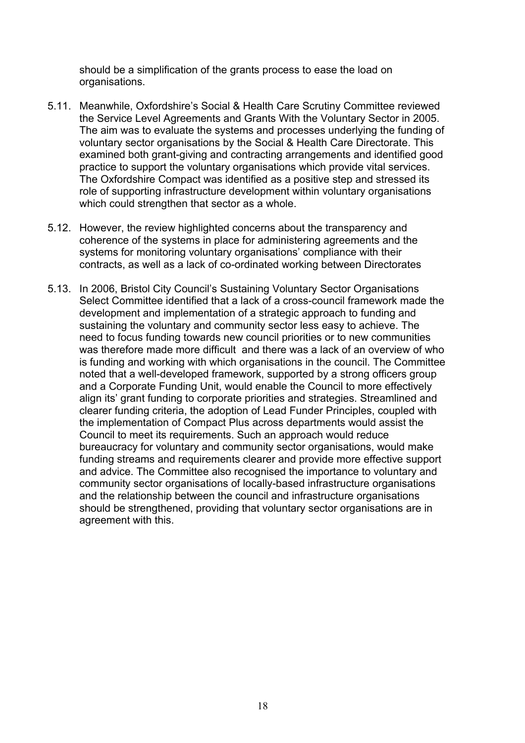should be a simplification of the grants process to ease the load on organisations.

5.11. Meanwhile, Oxfordshire's Social & Health Care Scrutiny Committee reviewed the Service Level Agreements and Grants With the Voluntary Sector in 2005. The aim was to evaluate the systems and processes underlying the funding of voluntary sector organisations by the Social & Health Care Directorate. This examined both grant-giving and contracting arrangements and identified good practice to support the voluntary organisations which provide vital services. The Oxfordshire Compact was identified as a positive step and stressed its role of supporting infrastructure development within voluntary organisations which could strengthen that sector as a whole.

5.12. However, the review highlighted concerns about the transparency and coherence of the systems in place for administering agreements and the systems for monitoring voluntary organisations' compliance with their contracts, as well as a lack of co-ordinated working between Directorates

5.13. In 2006, Bristol City Council's Sustaining Voluntary Sector Organisations Select Committee identified that a lack of a cross-council framework made the development and implementation of a strategic approach to funding and sustaining the voluntary and community sector less easy to achieve. The need to focus funding towards new council priorities or to new communities was therefore made more difficult and there was a lack of an overview of who is funding and working with which organisations in the council. The Committee noted that a well-developed framework, supported by a strong officers group and a Corporate Funding Unit, would enable the Council to more effectively align its' grant funding to corporate priorities and strategies. Streamlined and clearer funding criteria, the adoption of Lead Funder Principles, coupled with the implementation of Compact Plus across departments would assist the Council to meet its requirements. Such an approach would reduce bureaucracy for voluntary and community sector organisations, would make funding streams and requirements clearer and provide more effective support and advice. The Committee also recognised the importance to voluntary and community sector organisations of locally-based infrastructure organisations and the relationship between the council and infrastructure organisations should be strengthened, providing that voluntary sector organisations are in agreement with this.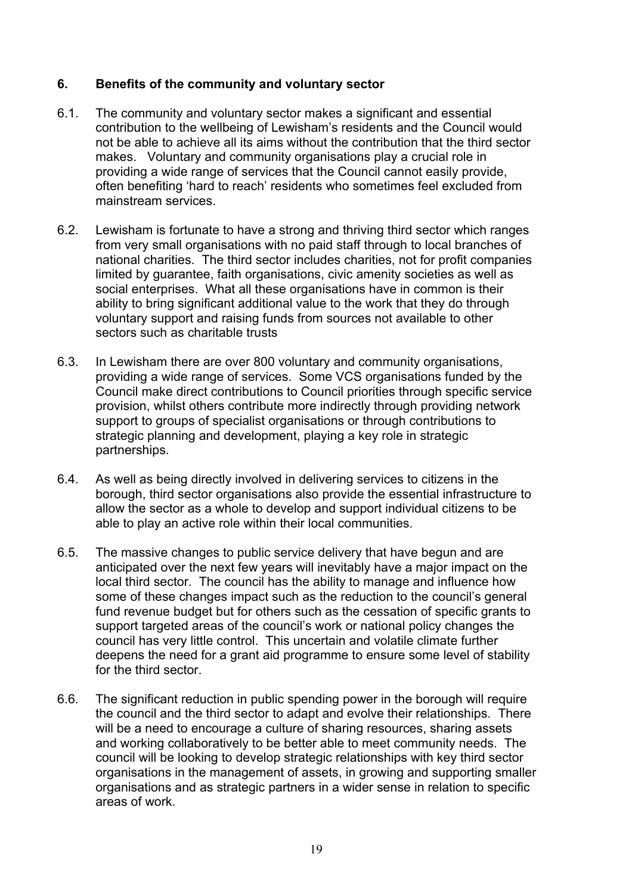## 6. Benefits of the community and voluntary sector

6.1. The community and voluntary sector makes a significant and essential contribution to the wellbeing of Lewisham's residents and the Council would not be able to achieve all its aims without the contribution that the third sector makes. Voluntary and community organisations play a crucial role in providing a wide range of services that the Council cannot easily provide, often benefiting 'hard to reach' residents who sometimes feel excluded from mainstream services.

6.2. Lewisham is fortunate to have a strong and thriving third sector which ranges from very small organisations with no paid staff through to local branches of national charities. The third sector includes charities, not for profit companies limited by guarantee, faith organisations, civic amenity societies as well as social enterprises. What all these organisations have in common is their ability to bring significant additional value to the work that they do through voluntary support and raising funds from sources not available to other sectors such as charitable trusts

6.3. In Lewisham there are over 800 voluntary and community organisations, providing a wide range of services. Some VCS organisations funded by the Council make direct contributions to Council priorities through specific service provision, whilst others contribute more indirectly through providing network support to groups of specialist organisations or through contributions to strategic planning and development, playing a key role in strategic partnerships.

6.4. As well as being directly involved in delivering services to citizens in the borough, third sector organisations also provide the essential infrastructure to allow the sector as a whole to develop and support individual citizens to be able to play an active role within their local communities.

6.5. The massive changes to public service delivery that have begun and are anticipated over the next few years will inevitably have a major impact on the local third sector. The council has the ability to manage and influence how some of these changes impact such as the reduction to the council's general fund revenue budget but for others such as the cessation of specific grants to support targeted areas of the council's work or national policy changes the council has very little control. This uncertain and volatile climate further deepens the need for a grant aid programme to ensure some level of stability for the third sector.

6.6. The significant reduction in public spending power in the borough will require the council and the third sector to adapt and evolve their relationships. There will be a need to encourage a culture of sharing resources, sharing assets and working collaboratively to be better able to meet community needs. The council will be looking to develop strategic relationships with key third sector organisations in the management of assets, in growing and supporting smaller organisations and as strategic partners in a wider sense in relation to specific areas of work.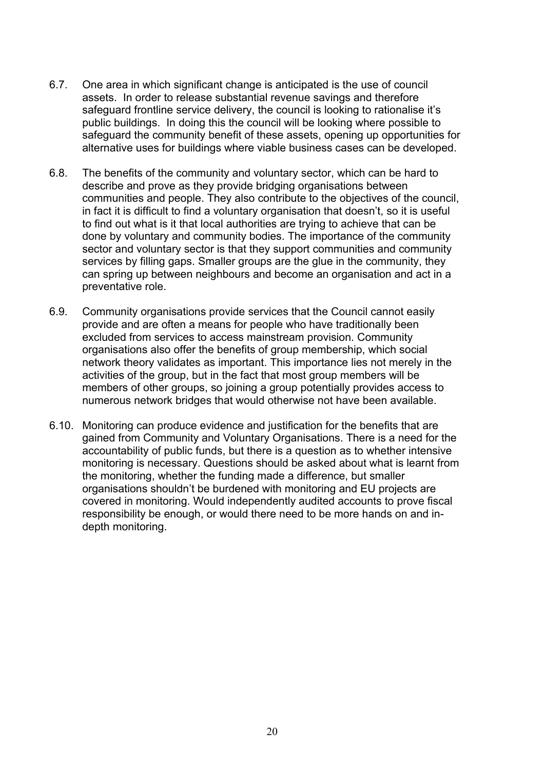6.7. One area in which significant change is anticipated is the use of council assets. In order to release substantial revenue savings and therefore safeguard frontline service delivery, the council is looking to rationalise it's public buildings. In doing this the council will be looking where possible to safeguard the community benefit of these assets, opening up opportunities for alternative uses for buildings where viable business cases can be developed.

6.8. The benefits of the community and voluntary sector, which can be hard to describe and prove as they provide bridging organisations between communities and people. They also contribute to the objectives of the council, in fact it is difficult to find a voluntary organisation that doesn't, so it is useful to find out what is it that local authorities are trying to achieve that can be done by voluntary and community bodies. The importance of the community sector and voluntary sector is that they support communities and community services by filling gaps. Smaller groups are the glue in the community, they can spring up between neighbours and become an organisation and act in a preventative role.

6.9. Community organisations provide services that the Council cannot easily provide and are often a means for people who have traditionally been excluded from services to access mainstream provision. Community organisations also offer the benefits of group membership, which social network theory validates as important. This importance lies not merely in the activities of the group, but in the fact that most group members will be members of other groups, so joining a group potentially provides access to numerous network bridges that would otherwise not have been available.

6.10. Monitoring can produce evidence and justification for the benefits that are gained from Community and Voluntary Organisations. There is a need for the accountability of public funds, but there is a question as to whether intensive monitoring is necessary. Questions should be asked about what is learnt from the monitoring, whether the funding made a difference, but smaller organisations shouldn't be burdened with monitoring and EU projects are covered in monitoring. Would independently audited accounts to prove fiscal responsibility be enough, or would there need to be more hands on and in-depth monitoring.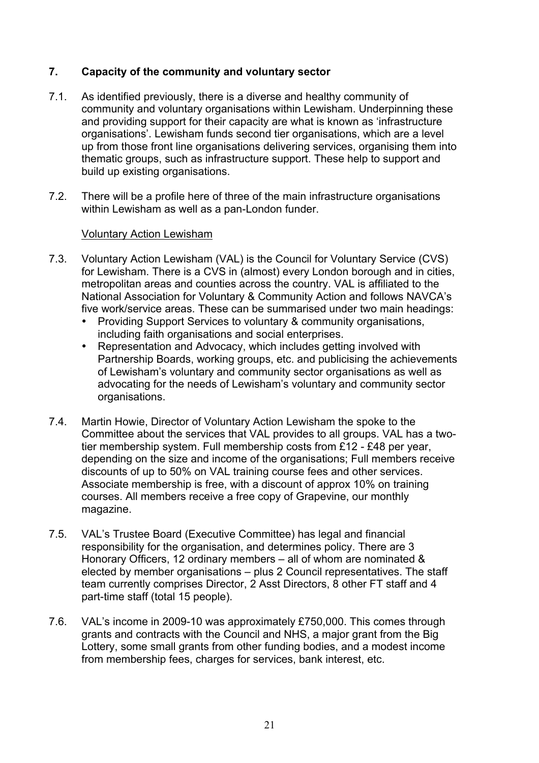## 7. Capacity of the community and voluntary sector

7.1. As identified previously, there is a diverse and healthy community of community and voluntary organisations within Lewisham. Underpinning these and providing support for their capacity are what is known as 'infrastructure organisations'. Lewisham funds second tier organisations, which are a level up from those front line organisations delivering services, organising them into thematic groups, such as infrastructure support. These help to support and build up existing organisations.

7.2. There will be a profile here of three of the main infrastructure organisations within Lewisham as well as a pan-London funder.

<u>Voluntary Action Lewisham</u>

7.3. Voluntary Action Lewisham (VAL) is the Council for Voluntary Service (CVS) for Lewisham. There is a CVS in (almost) every London borough and in cities, metropolitan areas and counties across the country. VAL is affiliated to the National Association for Voluntary & Community Action and follows NAVCA's five work/service areas. These can be summarised under two main headings:

- Providing Support Services to voluntary & community organisations, including faith organisations and social enterprises.
- Representation and Advocacy, which includes getting involved with Partnership Boards, working groups, etc. and publicising the achievements of Lewisham's voluntary and community sector organisations as well as advocating for the needs of Lewisham's voluntary and community sector organisations.

7.4. Martin Howie, Director of Voluntary Action Lewisham the spoke to the Committee about the services that VAL provides to all groups. VAL has a two-tier membership system. Full membership costs from £12 - £48 per year, depending on the size and income of the organisations; Full members receive discounts of up to 50% on VAL training course fees and other services. Associate membership is free, with a discount of approx 10% on training courses. All members receive a free copy of Grapevine, our monthly magazine.

7.5. VAL's Trustee Board (Executive Committee) has legal and financial responsibility for the organisation, and determines policy. There are 3 Honorary Officers, 12 ordinary members – all of whom are nominated & elected by member organisations – plus 2 Council representatives. The staff team currently comprises Director, 2 Asst Directors, 8 other FT staff and 4 part-time staff (total 15 people).

7.6. VAL's income in 2009-10 was approximately £750,000. This comes through grants and contracts with the Council and NHS, a major grant from the Big Lottery, some small grants from other funding bodies, and a modest income from membership fees, charges for services, bank interest, etc.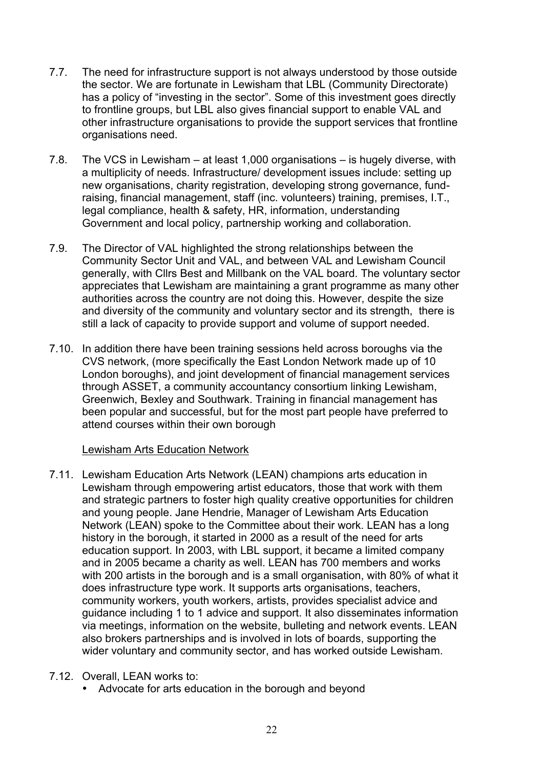7.7. The need for infrastructure support is not always understood by those outside the sector. We are fortunate in Lewisham that LBL (Community Directorate) has a policy of "investing in the sector". Some of this investment goes directly to frontline groups, but LBL also gives financial support to enable VAL and other infrastructure organisations to provide the support services that frontline organisations need.

7.8. The VCS in Lewisham – at least 1,000 organisations – is hugely diverse, with a multiplicity of needs. Infrastructure/ development issues include: setting up new organisations, charity registration, developing strong governance, fund-raising, financial management, staff (inc. volunteers) training, premises, I.T., legal compliance, health & safety, HR, information, understanding Government and local policy, partnership working and collaboration.

7.9. The Director of VAL highlighted the strong relationships between the Community Sector Unit and VAL, and between VAL and Lewisham Council generally, with Cllrs Best and Millbank on the VAL board. The voluntary sector appreciates that Lewisham are maintaining a grant programme as many other authorities across the country are not doing this. However, despite the size and diversity of the community and voluntary sector and its strength, there is still a lack of capacity to provide support and volume of support needed.

7.10. In addition there have been training sessions held across boroughs via the CVS network, (more specifically the East London Network made up of 10 London boroughs), and joint development of financial management services through ASSET, a community accountancy consortium linking Lewisham, Greenwich, Bexley and Southwark. Training in financial management has been popular and successful, but for the most part people have preferred to attend courses within their own borough

<u>Lewisham Arts Education Network</u>

7.11. Lewisham Education Arts Network (LEAN) champions arts education in Lewisham through empowering artist educators, those that work with them and strategic partners to foster high quality creative opportunities for children and young people. Jane Hendrie, Manager of Lewisham Arts Education Network (LEAN) spoke to the Committee about their work. LEAN has a long history in the borough, it started in 2000 as a result of the need for arts education support. In 2003, with LBL support, it became a limited company and in 2005 became a charity as well. LEAN has 700 members and works with 200 artists in the borough and is a small organisation, with 80% of what it does infrastructure type work. It supports arts organisations, teachers, community workers, youth workers, artists, provides specialist advice and guidance including 1 to 1 advice and support. It also disseminates information via meetings, information on the website, bulleting and network events. LEAN also brokers partnerships and is involved in lots of boards, supporting the wider voluntary and community sector, and has worked outside Lewisham.

7.12. Overall, LEAN works to:

- Advocate for arts education in the borough and beyond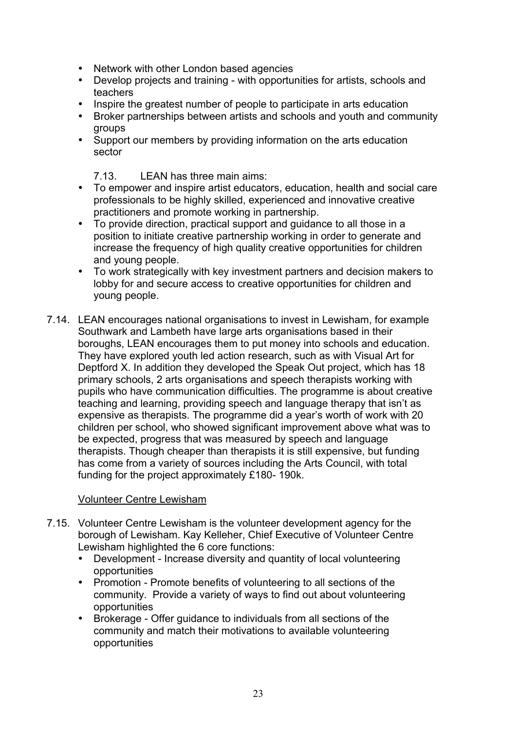- Network with other London based agencies
- Develop projects and training - with opportunities for artists, schools and teachers
- Inspire the greatest number of people to participate in arts education
- Broker partnerships between artists and schools and youth and community groups
- Support our members by providing information on the arts education sector

7.13. LEAN has three main aims:

- To empower and inspire artist educators, education, health and social care professionals to be highly skilled, experienced and innovative creative practitioners and promote working in partnership.
- To provide direction, practical support and guidance to all those in a position to initiate creative partnership working in order to generate and increase the frequency of high quality creative opportunities for children and young people.
- To work strategically with key investment partners and decision makers to lobby for and secure access to creative opportunities for children and young people.

7.14. LEAN encourages national organisations to invest in Lewisham, for example Southwark and Lambeth have large arts organisations based in their boroughs, LEAN encourages them to put money into schools and education. They have explored youth led action research, such as with Visual Art for Deptford X. In addition they developed the Speak Out project, which has 18 primary schools, 2 arts organisations and speech therapists working with pupils who have communication difficulties. The programme is about creative teaching and learning, providing speech and language therapy that isn't as expensive as therapists. The programme did a year's worth of work with 20 children per school, who showed significant improvement above what was to be expected, progress that was measured by speech and language therapists. Though cheaper than therapists it is still expensive, but funding has come from a variety of sources including the Arts Council, with total funding for the project approximately £180- 190k.

<u>Volunteer Centre Lewisham</u>

7.15. Volunteer Centre Lewisham is the volunteer development agency for the borough of Lewisham. Kay Kelleher, Chief Executive of Volunteer Centre Lewisham highlighted the 6 core functions:

- Development - Increase diversity and quantity of local volunteering opportunities
- Promotion - Promote benefits of volunteering to all sections of the community. Provide a variety of ways to find out about volunteering opportunities
- Brokerage - Offer guidance to individuals from all sections of the community and match their motivations to available volunteering opportunities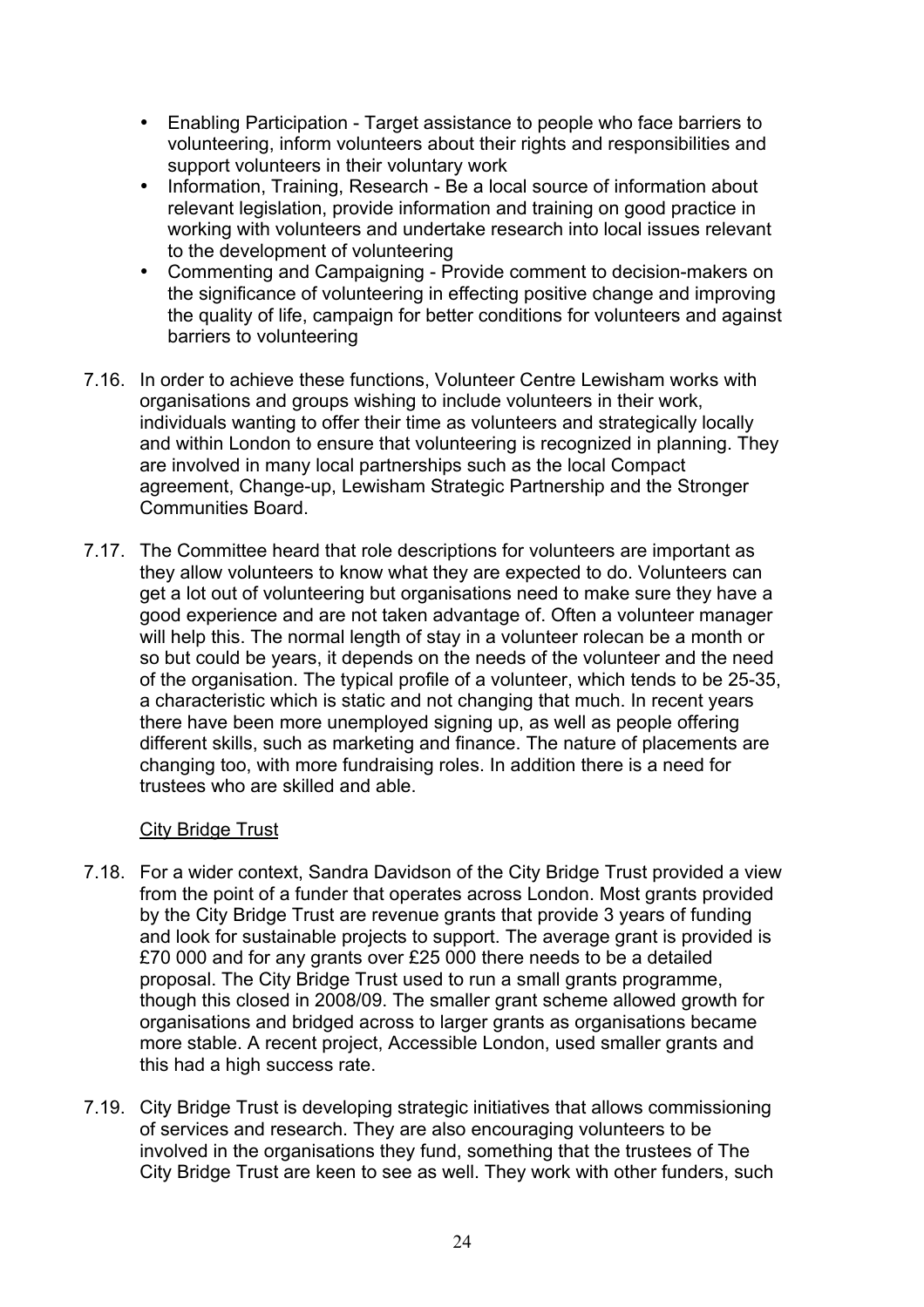- Enabling Participation - Target assistance to people who face barriers to volunteering, inform volunteers about their rights and responsibilities and support volunteers in their voluntary work
- Information, Training, Research - Be a local source of information about relevant legislation, provide information and training on good practice in working with volunteers and undertake research into local issues relevant to the development of volunteering
- Commenting and Campaigning - Provide comment to decision-makers on the significance of volunteering in effecting positive change and improving the quality of life, campaign for better conditions for volunteers and against barriers to volunteering

7.16. In order to achieve these functions, Volunteer Centre Lewisham works with organisations and groups wishing to include volunteers in their work, individuals wanting to offer their time as volunteers and strategically locally and within London to ensure that volunteering is recognized in planning. They are involved in many local partnerships such as the local Compact agreement, Change-up, Lewisham Strategic Partnership and the Stronger Communities Board.

7.17. The Committee heard that role descriptions for volunteers are important as they allow volunteers to know what they are expected to do. Volunteers can get a lot out of volunteering but organisations need to make sure they have a good experience and are not taken advantage of. Often a volunteer manager will help this. The normal length of stay in a volunteer rolecan be a month or so but could be years, it depends on the needs of the volunteer and the need of the organisation. The typical profile of a volunteer, which tends to be 25-35, a characteristic which is static and not changing that much. In recent years there have been more unemployed signing up, as well as people offering different skills, such as marketing and finance. The nature of placements are changing too, with more fundraising roles. In addition there is a need for trustees who are skilled and able.

City Bridge Trust

7.18. For a wider context, Sandra Davidson of the City Bridge Trust provided a view from the point of a funder that operates across London. Most grants provided by the City Bridge Trust are revenue grants that provide 3 years of funding and look for sustainable projects to support. The average grant is provided is £70 000 and for any grants over £25 000 there needs to be a detailed proposal. The City Bridge Trust used to run a small grants programme, though this closed in 2008/09. The smaller grant scheme allowed growth for organisations and bridged across to larger grants as organisations became more stable. A recent project, Accessible London, used smaller grants and this had a high success rate.

7.19. City Bridge Trust is developing strategic initiatives that allows commissioning of services and research. They are also encouraging volunteers to be involved in the organisations they fund, something that the trustees of The City Bridge Trust are keen to see as well. They work with other funders, such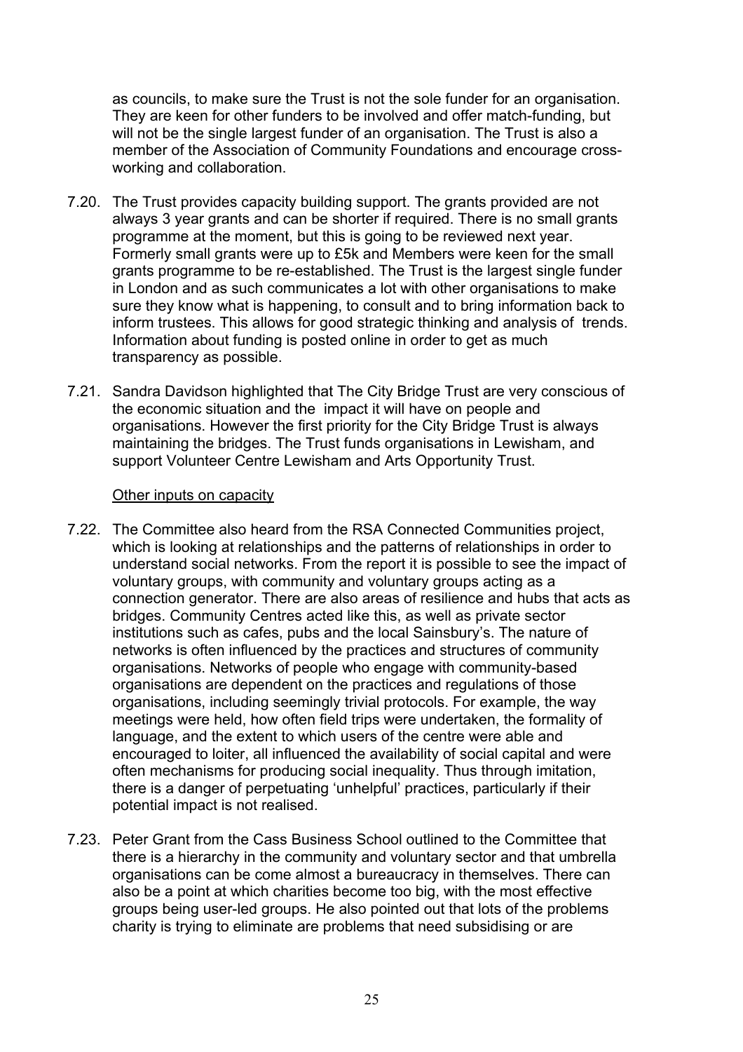as councils, to make sure the Trust is not the sole funder for an organisation. They are keen for other funders to be involved and offer match-funding, but will not be the single largest funder of an organisation. The Trust is also a member of the Association of Community Foundations and encourage cross-working and collaboration.

7.20. The Trust provides capacity building support. The grants provided are not always 3 year grants and can be shorter if required. There is no small grants programme at the moment, but this is going to be reviewed next year. Formerly small grants were up to £5k and Members were keen for the small grants programme to be re-established. The Trust is the largest single funder in London and as such communicates a lot with other organisations to make sure they know what is happening, to consult and to bring information back to inform trustees. This allows for good strategic thinking and analysis of trends. Information about funding is posted online in order to get as much transparency as possible.

7.21. Sandra Davidson highlighted that The City Bridge Trust are very conscious of the economic situation and the impact it will have on people and organisations. However the first priority for the City Bridge Trust is always maintaining the bridges. The Trust funds organisations in Lewisham, and support Volunteer Centre Lewisham and Arts Opportunity Trust.

Other inputs on capacity

7.22. The Committee also heard from the RSA Connected Communities project, which is looking at relationships and the patterns of relationships in order to understand social networks. From the report it is possible to see the impact of voluntary groups, with community and voluntary groups acting as a connection generator. There are also areas of resilience and hubs that acts as bridges. Community Centres acted like this, as well as private sector institutions such as cafes, pubs and the local Sainsbury's. The nature of networks is often influenced by the practices and structures of community organisations. Networks of people who engage with community-based organisations are dependent on the practices and regulations of those organisations, including seemingly trivial protocols. For example, the way meetings were held, how often field trips were undertaken, the formality of language, and the extent to which users of the centre were able and encouraged to loiter, all influenced the availability of social capital and were often mechanisms for producing social inequality. Thus through imitation, there is a danger of perpetuating 'unhelpful' practices, particularly if their potential impact is not realised.

7.23. Peter Grant from the Cass Business School outlined to the Committee that there is a hierarchy in the community and voluntary sector and that umbrella organisations can be come almost a bureaucracy in themselves. There can also be a point at which charities become too big, with the most effective groups being user-led groups. He also pointed out that lots of the problems charity is trying to eliminate are problems that need subsidising or are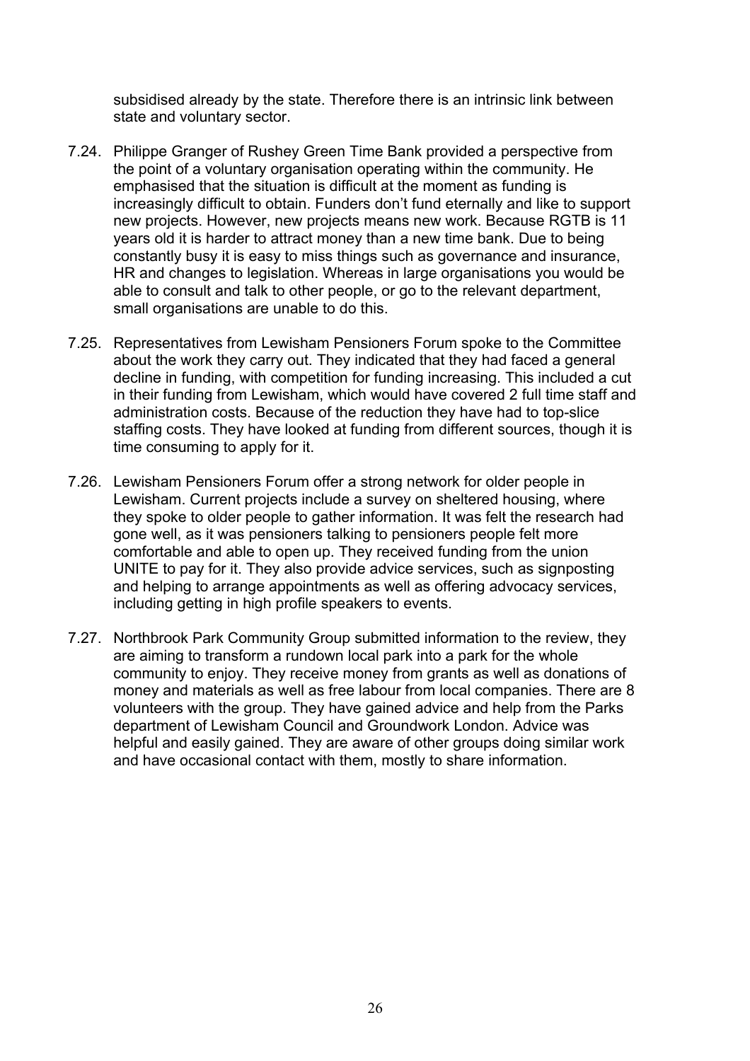subsidised already by the state. Therefore there is an intrinsic link between state and voluntary sector.

7.24. Philippe Granger of Rushey Green Time Bank provided a perspective from the point of a voluntary organisation operating within the community. He emphasised that the situation is difficult at the moment as funding is increasingly difficult to obtain. Funders don't fund eternally and like to support new projects. However, new projects means new work. Because RGTB is 11 years old it is harder to attract money than a new time bank. Due to being constantly busy it is easy to miss things such as governance and insurance, HR and changes to legislation. Whereas in large organisations you would be able to consult and talk to other people, or go to the relevant department, small organisations are unable to do this.

7.25. Representatives from Lewisham Pensioners Forum spoke to the Committee about the work they carry out. They indicated that they had faced a general decline in funding, with competition for funding increasing. This included a cut in their funding from Lewisham, which would have covered 2 full time staff and administration costs. Because of the reduction they have had to top-slice staffing costs. They have looked at funding from different sources, though it is time consuming to apply for it.

7.26. Lewisham Pensioners Forum offer a strong network for older people in Lewisham. Current projects include a survey on sheltered housing, where they spoke to older people to gather information. It was felt the research had gone well, as it was pensioners talking to pensioners people felt more comfortable and able to open up. They received funding from the union UNITE to pay for it. They also provide advice services, such as signposting and helping to arrange appointments as well as offering advocacy services, including getting in high profile speakers to events.

7.27. Northbrook Park Community Group submitted information to the review, they are aiming to transform a rundown local park into a park for the whole community to enjoy. They receive money from grants as well as donations of money and materials as well as free labour from local companies. There are 8 volunteers with the group. They have gained advice and help from the Parks department of Lewisham Council and Groundwork London. Advice was helpful and easily gained. They are aware of other groups doing similar work and have occasional contact with them, mostly to share information.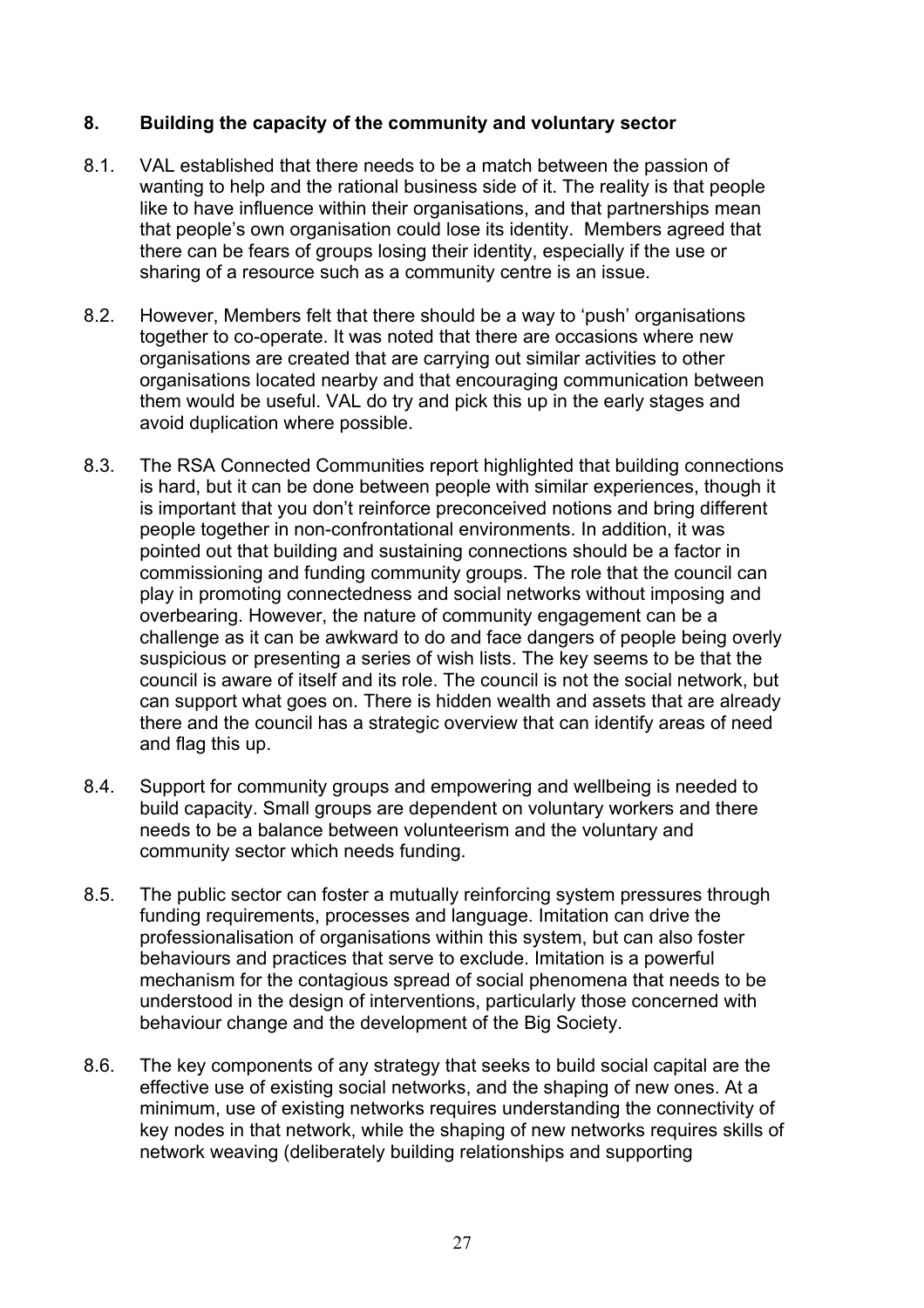## 8. Building the capacity of the community and voluntary sector

8.1. VAL established that there needs to be a match between the passion of wanting to help and the rational business side of it. The reality is that people like to have influence within their organisations, and that partnerships mean that people's own organisation could lose its identity. Members agreed that there can be fears of groups losing their identity, especially if the use or sharing of a resource such as a community centre is an issue.

8.2. However, Members felt that there should be a way to 'push' organisations together to co-operate. It was noted that there are occasions where new organisations are created that are carrying out similar activities to other organisations located nearby and that encouraging communication between them would be useful. VAL do try and pick this up in the early stages and avoid duplication where possible.

8.3. The RSA Connected Communities report highlighted that building connections is hard, but it can be done between people with similar experiences, though it is important that you don't reinforce preconceived notions and bring different people together in non-confrontational environments. In addition, it was pointed out that building and sustaining connections should be a factor in commissioning and funding community groups. The role that the council can play in promoting connectedness and social networks without imposing and overbearing. However, the nature of community engagement can be a challenge as it can be awkward to do and face dangers of people being overly suspicious or presenting a series of wish lists. The key seems to be that the council is aware of itself and its role. The council is not the social network, but can support what goes on. There is hidden wealth and assets that are already there and the council has a strategic overview that can identify areas of need and flag this up.

8.4. Support for community groups and empowering and wellbeing is needed to build capacity. Small groups are dependent on voluntary workers and there needs to be a balance between volunteerism and the voluntary and community sector which needs funding.

8.5. The public sector can foster a mutually reinforcing system pressures through funding requirements, processes and language. Imitation can drive the professionalisation of organisations within this system, but can also foster behaviours and practices that serve to exclude. Imitation is a powerful mechanism for the contagious spread of social phenomena that needs to be understood in the design of interventions, particularly those concerned with behaviour change and the development of the Big Society.

8.6. The key components of any strategy that seeks to build social capital are the effective use of existing social networks, and the shaping of new ones. At a minimum, use of existing networks requires understanding the connectivity of key nodes in that network, while the shaping of new networks requires skills of network weaving (deliberately building relationships and supporting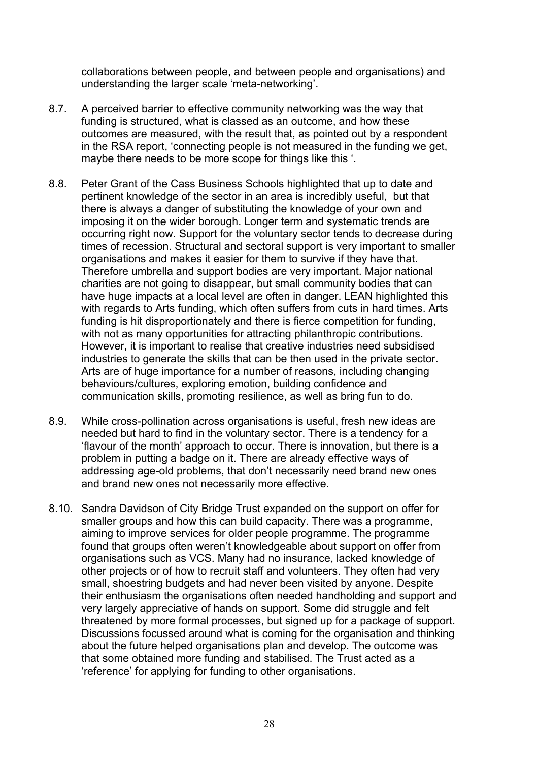collaborations between people, and between people and organisations) and understanding the larger scale 'meta-networking'.

8.7. A perceived barrier to effective community networking was the way that funding is structured, what is classed as an outcome, and how these outcomes are measured, with the result that, as pointed out by a respondent in the RSA report, 'connecting people is not measured in the funding we get, maybe there needs to be more scope for things like this '.

8.8. Peter Grant of the Cass Business Schools highlighted that up to date and pertinent knowledge of the sector in an area is incredibly useful, but that there is always a danger of substituting the knowledge of your own and imposing it on the wider borough. Longer term and systematic trends are occurring right now. Support for the voluntary sector tends to decrease during times of recession. Structural and sectoral support is very important to smaller organisations and makes it easier for them to survive if they have that. Therefore umbrella and support bodies are very important. Major national charities are not going to disappear, but small community bodies that can have huge impacts at a local level are often in danger. LEAN highlighted this with regards to Arts funding, which often suffers from cuts in hard times. Arts funding is hit disproportionately and there is fierce competition for funding, with not as many opportunities for attracting philanthropic contributions. However, it is important to realise that creative industries need subsidised industries to generate the skills that can be then used in the private sector. Arts are of huge importance for a number of reasons, including changing behaviours/cultures, exploring emotion, building confidence and communication skills, promoting resilience, as well as bring fun to do.

8.9. While cross-pollination across organisations is useful, fresh new ideas are needed but hard to find in the voluntary sector. There is a tendency for a 'flavour of the month' approach to occur. There is innovation, but there is a problem in putting a badge on it. There are already effective ways of addressing age-old problems, that don't necessarily need brand new ones and brand new ones not necessarily more effective.

8.10. Sandra Davidson of City Bridge Trust expanded on the support on offer for smaller groups and how this can build capacity. There was a programme, aiming to improve services for older people programme. The programme found that groups often weren't knowledgeable about support on offer from organisations such as VCS. Many had no insurance, lacked knowledge of other projects or of how to recruit staff and volunteers. They often had very small, shoestring budgets and had never been visited by anyone. Despite their enthusiasm the organisations often needed handholding and support and very largely appreciative of hands on support. Some did struggle and felt threatened by more formal processes, but signed up for a package of support. Discussions focussed around what is coming for the organisation and thinking about the future helped organisations plan and develop. The outcome was that some obtained more funding and stabilised. The Trust acted as a 'reference' for applying for funding to other organisations.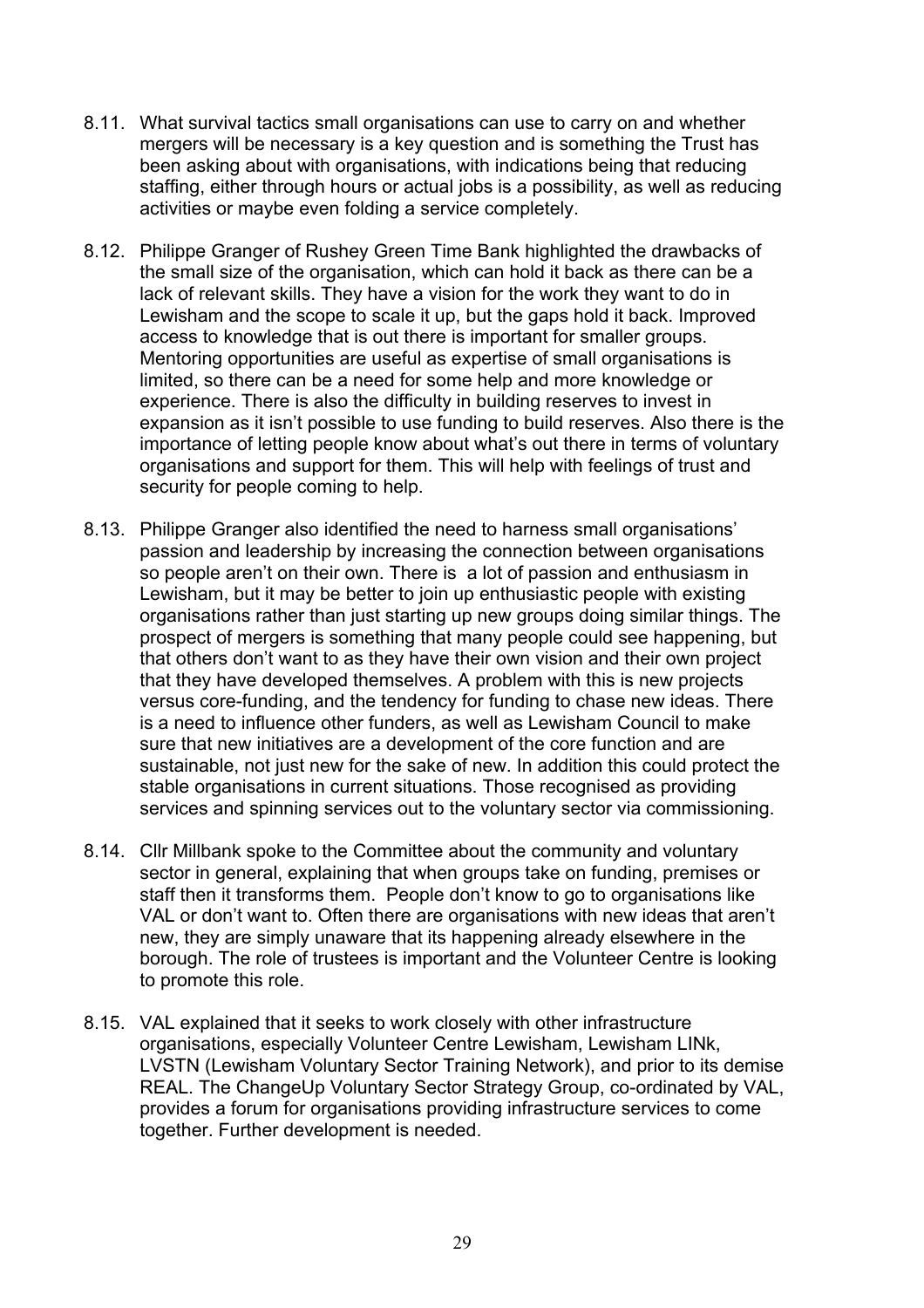8.11. What survival tactics small organisations can use to carry on and whether mergers will be necessary is a key question and is something the Trust has been asking about with organisations, with indications being that reducing staffing, either through hours or actual jobs is a possibility, as well as reducing activities or maybe even folding a service completely.

8.12. Philippe Granger of Rushey Green Time Bank highlighted the drawbacks of the small size of the organisation, which can hold it back as there can be a lack of relevant skills. They have a vision for the work they want to do in Lewisham and the scope to scale it up, but the gaps hold it back. Improved access to knowledge that is out there is important for smaller groups. Mentoring opportunities are useful as expertise of small organisations is limited, so there can be a need for some help and more knowledge or experience. There is also the difficulty in building reserves to invest in expansion as it isn't possible to use funding to build reserves. Also there is the importance of letting people know about what's out there in terms of voluntary organisations and support for them. This will help with feelings of trust and security for people coming to help.

8.13. Philippe Granger also identified the need to harness small organisations' passion and leadership by increasing the connection between organisations so people aren't on their own. There is a lot of passion and enthusiasm in Lewisham, but it may be better to join up enthusiastic people with existing organisations rather than just starting up new groups doing similar things. The prospect of mergers is something that many people could see happening, but that others don't want to as they have their own vision and their own project that they have developed themselves. A problem with this is new projects versus core-funding, and the tendency for funding to chase new ideas. There is a need to influence other funders, as well as Lewisham Council to make sure that new initiatives are a development of the core function and are sustainable, not just new for the sake of new. In addition this could protect the stable organisations in current situations. Those recognised as providing services and spinning services out to the voluntary sector via commissioning.

8.14. Cllr Millbank spoke to the Committee about the community and voluntary sector in general, explaining that when groups take on funding, premises or staff then it transforms them. People don't know to go to organisations like VAL or don't want to. Often there are organisations with new ideas that aren't new, they are simply unaware that its happening already elsewhere in the borough. The role of trustees is important and the Volunteer Centre is looking to promote this role.

8.15. VAL explained that it seeks to work closely with other infrastructure organisations, especially Volunteer Centre Lewisham, Lewisham LINk, LVSTN (Lewisham Voluntary Sector Training Network), and prior to its demise REAL. The ChangeUp Voluntary Sector Strategy Group, co-ordinated by VAL, provides a forum for organisations providing infrastructure services to come together. Further development is needed.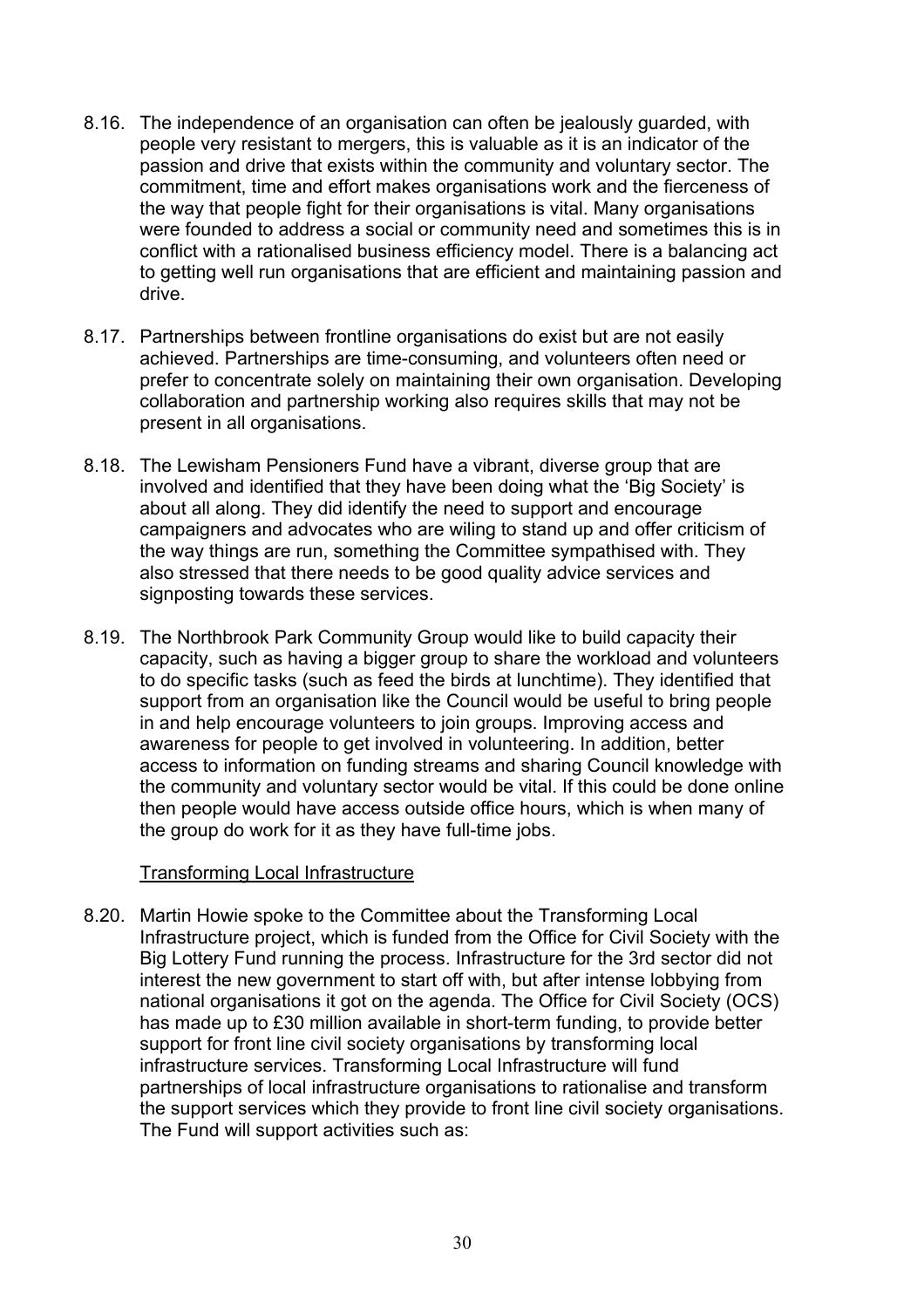8.16. The independence of an organisation can often be jealously guarded, with people very resistant to mergers, this is valuable as it is an indicator of the passion and drive that exists within the community and voluntary sector. The commitment, time and effort makes organisations work and the fierceness of the way that people fight for their organisations is vital. Many organisations were founded to address a social or community need and sometimes this is in conflict with a rationalised business efficiency model. There is a balancing act to getting well run organisations that are efficient and maintaining passion and drive.

8.17. Partnerships between frontline organisations do exist but are not easily achieved. Partnerships are time-consuming, and volunteers often need or prefer to concentrate solely on maintaining their own organisation. Developing collaboration and partnership working also requires skills that may not be present in all organisations.

8.18. The Lewisham Pensioners Fund have a vibrant, diverse group that are involved and identified that they have been doing what the 'Big Society' is about all along. They did identify the need to support and encourage campaigners and advocates who are wiling to stand up and offer criticism of the way things are run, something the Committee sympathised with. They also stressed that there needs to be good quality advice services and signposting towards these services.

8.19. The Northbrook Park Community Group would like to build capacity their capacity, such as having a bigger group to share the workload and volunteers to do specific tasks (such as feed the birds at lunchtime). They identified that support from an organisation like the Council would be useful to bring people in and help encourage volunteers to join groups. Improving access and awareness for people to get involved in volunteering. In addition, better access to information on funding streams and sharing Council knowledge with the community and voluntary sector would be vital. If this could be done online then people would have access outside office hours, which is when many of the group do work for it as they have full-time jobs.

<u>Transforming Local Infrastructure</u>

8.20. Martin Howie spoke to the Committee about the Transforming Local Infrastructure project, which is funded from the Office for Civil Society with the Big Lottery Fund running the process. Infrastructure for the 3rd sector did not interest the new government to start off with, but after intense lobbying from national organisations it got on the agenda. The Office for Civil Society (OCS) has made up to £30 million available in short-term funding, to provide better support for front line civil society organisations by transforming local infrastructure services. Transforming Local Infrastructure will fund partnerships of local infrastructure organisations to rationalise and transform the support services which they provide to front line civil society organisations. The Fund will support activities such as: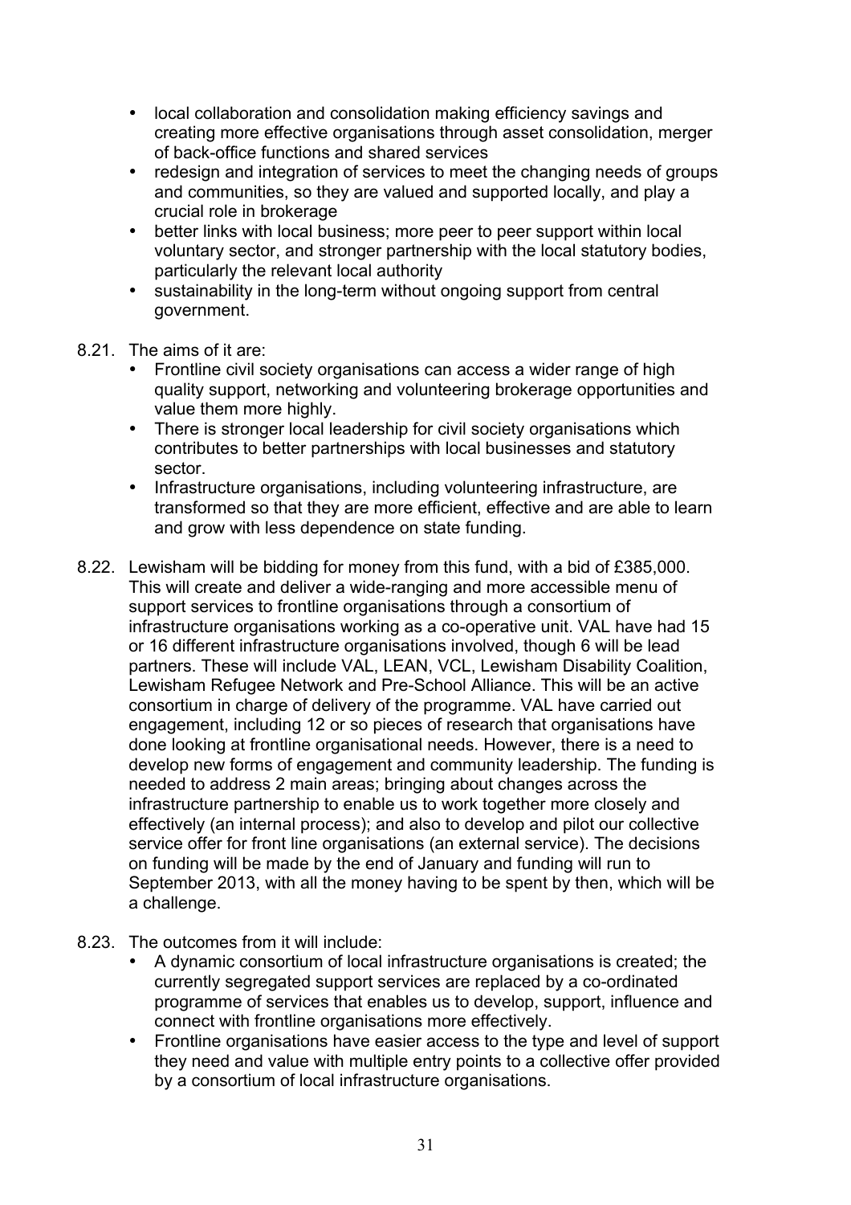- local collaboration and consolidation making efficiency savings and creating more effective organisations through asset consolidation, merger of back-office functions and shared services
- redesign and integration of services to meet the changing needs of groups and communities, so they are valued and supported locally, and play a crucial role in brokerage
- better links with local business; more peer to peer support within local voluntary sector, and stronger partnership with the local statutory bodies, particularly the relevant local authority
- sustainability in the long-term without ongoing support from central government.

8.21. The aims of it are:

- Frontline civil society organisations can access a wider range of high quality support, networking and volunteering brokerage opportunities and value them more highly.
- There is stronger local leadership for civil society organisations which contributes to better partnerships with local businesses and statutory sector.
- Infrastructure organisations, including volunteering infrastructure, are transformed so that they are more efficient, effective and are able to learn and grow with less dependence on state funding.

8.22. Lewisham will be bidding for money from this fund, with a bid of £385,000. This will create and deliver a wide-ranging and more accessible menu of support services to frontline organisations through a consortium of infrastructure organisations working as a co-operative unit. VAL have had 15 or 16 different infrastructure organisations involved, though 6 will be lead partners. These will include VAL, LEAN, VCL, Lewisham Disability Coalition, Lewisham Refugee Network and Pre-School Alliance. This will be an active consortium in charge of delivery of the programme. VAL have carried out engagement, including 12 or so pieces of research that organisations have done looking at frontline organisational needs. However, there is a need to develop new forms of engagement and community leadership. The funding is needed to address 2 main areas; bringing about changes across the infrastructure partnership to enable us to work together more closely and effectively (an internal process); and also to develop and pilot our collective service offer for front line organisations (an external service). The decisions on funding will be made by the end of January and funding will run to September 2013, with all the money having to be spent by then, which will be a challenge.

8.23. The outcomes from it will include:

- A dynamic consortium of local infrastructure organisations is created; the currently segregated support services are replaced by a co-ordinated programme of services that enables us to develop, support, influence and connect with frontline organisations more effectively.
- Frontline organisations have easier access to the type and level of support they need and value with multiple entry points to a collective offer provided by a consortium of local infrastructure organisations.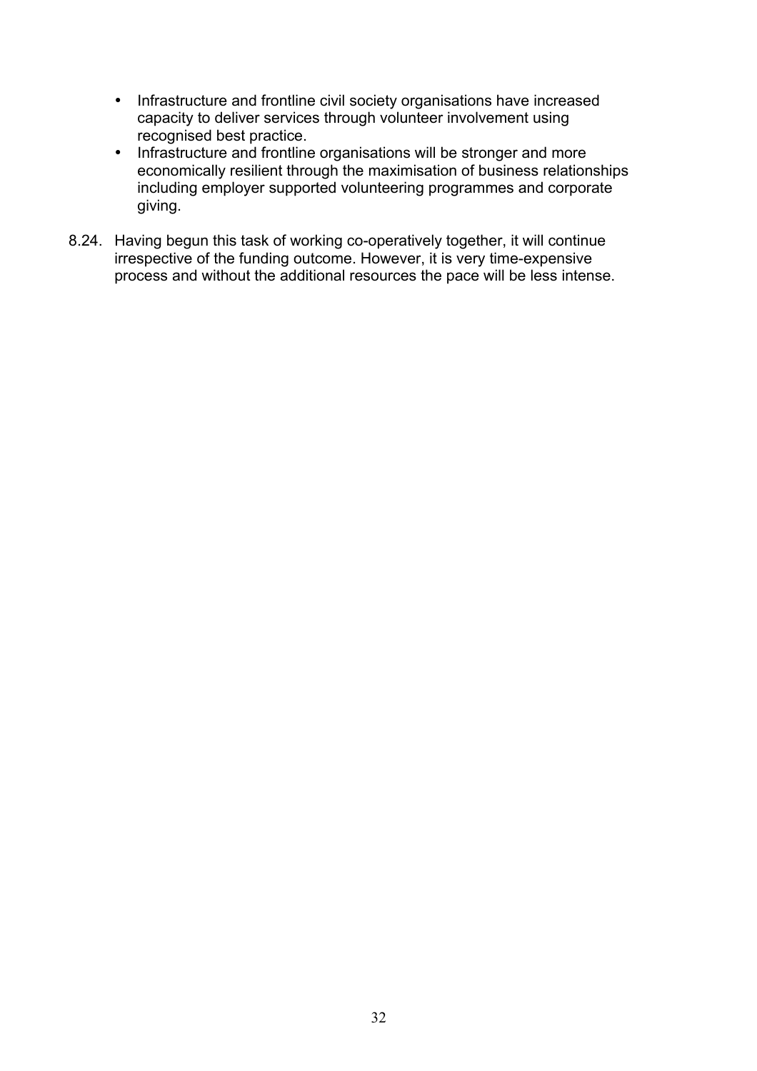- Infrastructure and frontline civil society organisations have increased capacity to deliver services through volunteer involvement using recognised best practice.
- Infrastructure and frontline organisations will be stronger and more economically resilient through the maximisation of business relationships including employer supported volunteering programmes and corporate giving.

8.24. Having begun this task of working co-operatively together, it will continue irrespective of the funding outcome. However, it is very time-expensive process and without the additional resources the pace will be less intense.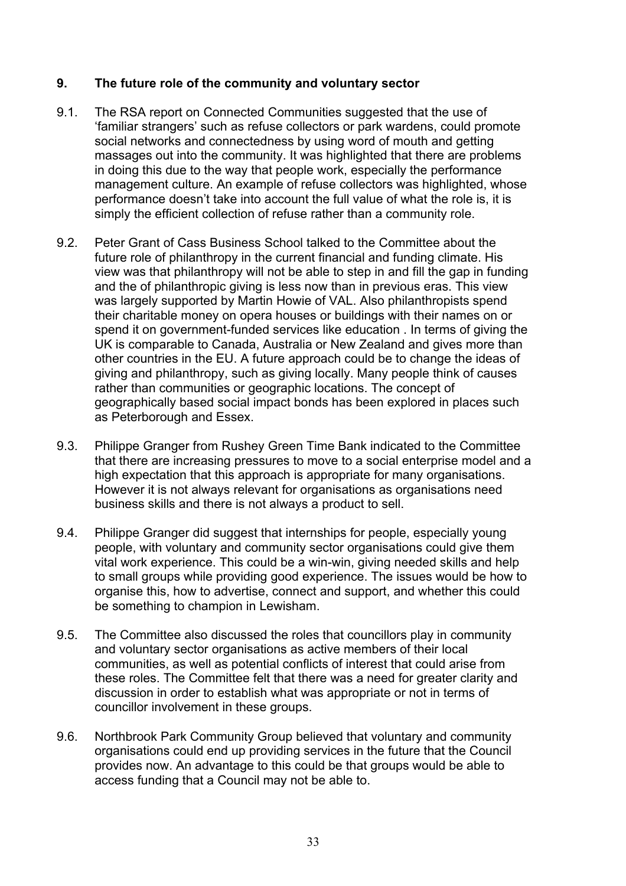## 9. The future role of the community and voluntary sector

9.1. The RSA report on Connected Communities suggested that the use of 'familiar strangers' such as refuse collectors or park wardens, could promote social networks and connectedness by using word of mouth and getting massages out into the community. It was highlighted that there are problems in doing this due to the way that people work, especially the performance management culture. An example of refuse collectors was highlighted, whose performance doesn't take into account the full value of what the role is, it is simply the efficient collection of refuse rather than a community role.

9.2. Peter Grant of Cass Business School talked to the Committee about the future role of philanthropy in the current financial and funding climate. His view was that philanthropy will not be able to step in and fill the gap in funding and the of philanthropic giving is less now than in previous eras. This view was largely supported by Martin Howie of VAL. Also philanthropists spend their charitable money on opera houses or buildings with their names on or spend it on government-funded services like education . In terms of giving the UK is comparable to Canada, Australia or New Zealand and gives more than other countries in the EU. A future approach could be to change the ideas of giving and philanthropy, such as giving locally. Many people think of causes rather than communities or geographic locations. The concept of geographically based social impact bonds has been explored in places such as Peterborough and Essex.

9.3. Philippe Granger from Rushey Green Time Bank indicated to the Committee that there are increasing pressures to move to a social enterprise model and a high expectation that this approach is appropriate for many organisations. However it is not always relevant for organisations as organisations need business skills and there is not always a product to sell.

9.4. Philippe Granger did suggest that internships for people, especially young people, with voluntary and community sector organisations could give them vital work experience. This could be a win-win, giving needed skills and help to small groups while providing good experience. The issues would be how to organise this, how to advertise, connect and support, and whether this could be something to champion in Lewisham.

9.5. The Committee also discussed the roles that councillors play in community and voluntary sector organisations as active members of their local communities, as well as potential conflicts of interest that could arise from these roles. The Committee felt that there was a need for greater clarity and discussion in order to establish what was appropriate or not in terms of councillor involvement in these groups.

9.6. Northbrook Park Community Group believed that voluntary and community organisations could end up providing services in the future that the Council provides now. An advantage to this could be that groups would be able to access funding that a Council may not be able to.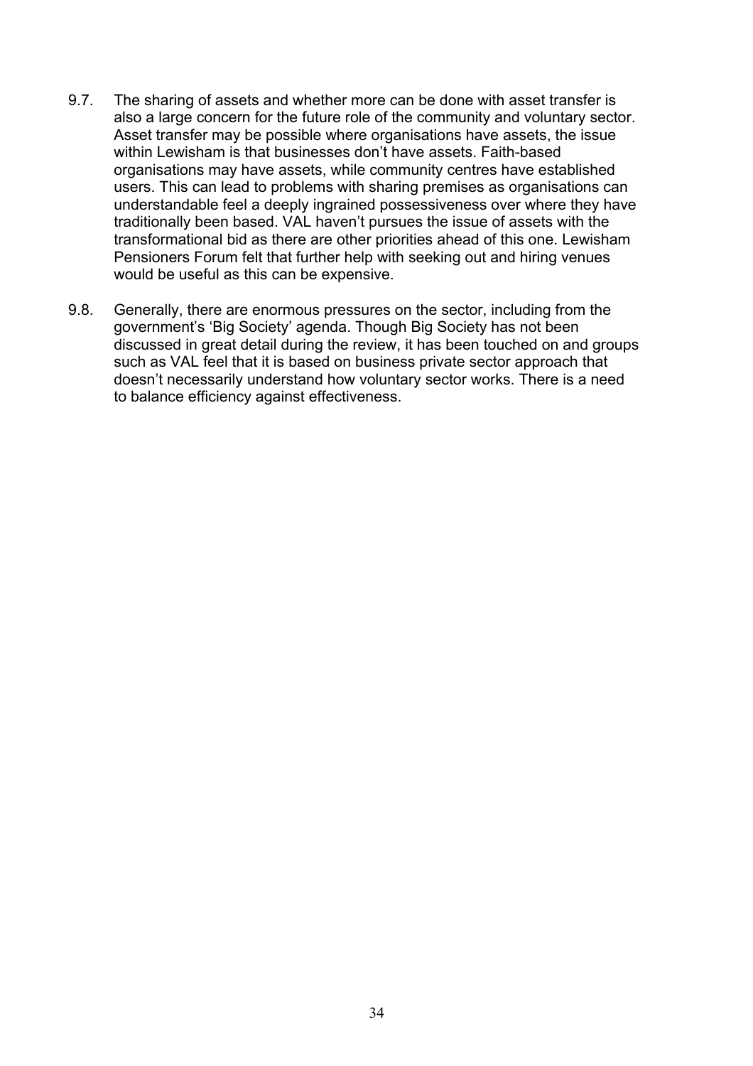9.7. The sharing of assets and whether more can be done with asset transfer is also a large concern for the future role of the community and voluntary sector. Asset transfer may be possible where organisations have assets, the issue within Lewisham is that businesses don't have assets. Faith-based organisations may have assets, while community centres have established users. This can lead to problems with sharing premises as organisations can understandable feel a deeply ingrained possessiveness over where they have traditionally been based. VAL haven't pursues the issue of assets with the transformational bid as there are other priorities ahead of this one. Lewisham Pensioners Forum felt that further help with seeking out and hiring venues would be useful as this can be expensive.

9.8. Generally, there are enormous pressures on the sector, including from the government's 'Big Society' agenda. Though Big Society has not been discussed in great detail during the review, it has been touched on and groups such as VAL feel that it is based on business private sector approach that doesn't necessarily understand how voluntary sector works. There is a need to balance efficiency against effectiveness.